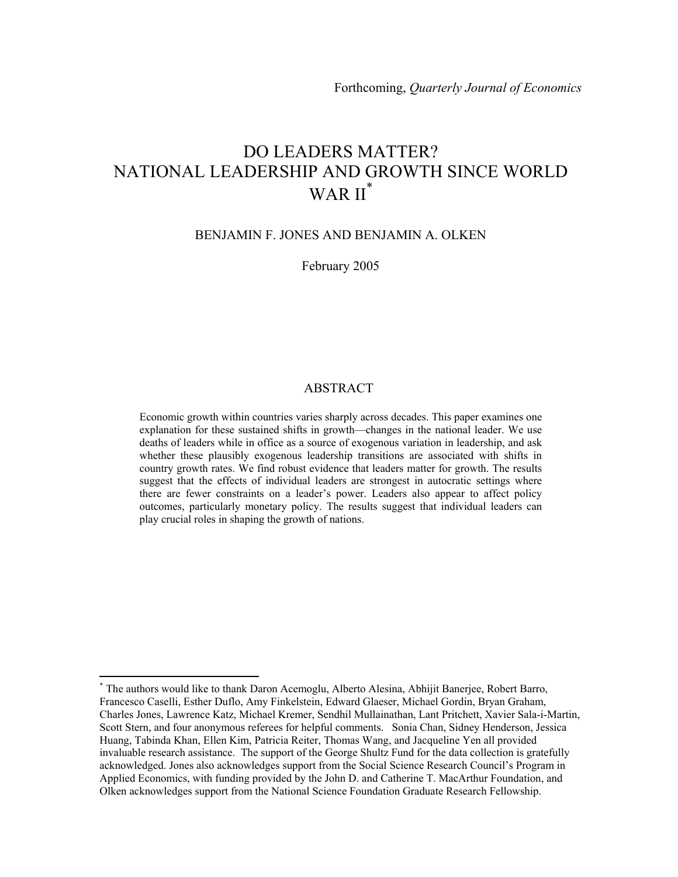Forthcoming, *Quarterly Journal of Economics*

# DO LEADERS MATTER? NATIONAL LEADERSHIP AND GROWTH SINCE WORLD WAR II*

BENJAMIN F. JONES AND BENJAMIN A. OLKEN

February 2005

## ABSTRACT

Economic growth within countries varies sharply across decades. This paper examines one explanation for these sustained shifts in growth—changes in the national leader. We use deaths of leaders while in office as a source of exogenous variation in leadership, and ask whether these plausibly exogenous leadership transitions are associated with shifts in country growth rates. We find robust evidence that leaders matter for growth. The results suggest that the effects of individual leaders are strongest in autocratic settings where there are fewer constraints on a leader's power. Leaders also appear to affect policy outcomes, particularly monetary policy. The results suggest that individual leaders can play crucial roles in shaping the growth of nations.

---

* The authors would like to thank Daron Acemoglu, Alberto Alesina, Abhijit Banerjee, Robert Barro, Francesco Caselli, Esther Duflo, Amy Finkelstein, Edward Glaeser, Michael Gordin, Bryan Graham, Charles Jones, Lawrence Katz, Michael Kremer, Sendhil Mullainathan, Lant Pritchett, Xavier Sala-i-Martin, Scott Stern, and four anonymous referees for helpful comments. Sonia Chan, Sidney Henderson, Jessica Huang, Tabinda Khan, Ellen Kim, Patricia Reiter, Thomas Wang, and Jacqueline Yen all provided invaluable research assistance. The support of the George Shultz Fund for the data collection is gratefully acknowledged. Jones also acknowledges support from the Social Science Research Council's Program in Applied Economics, with funding provided by the John D. and Catherine T. MacArthur Foundation, and Olken acknowledges support from the National Science Foundation Graduate Research Fellowship.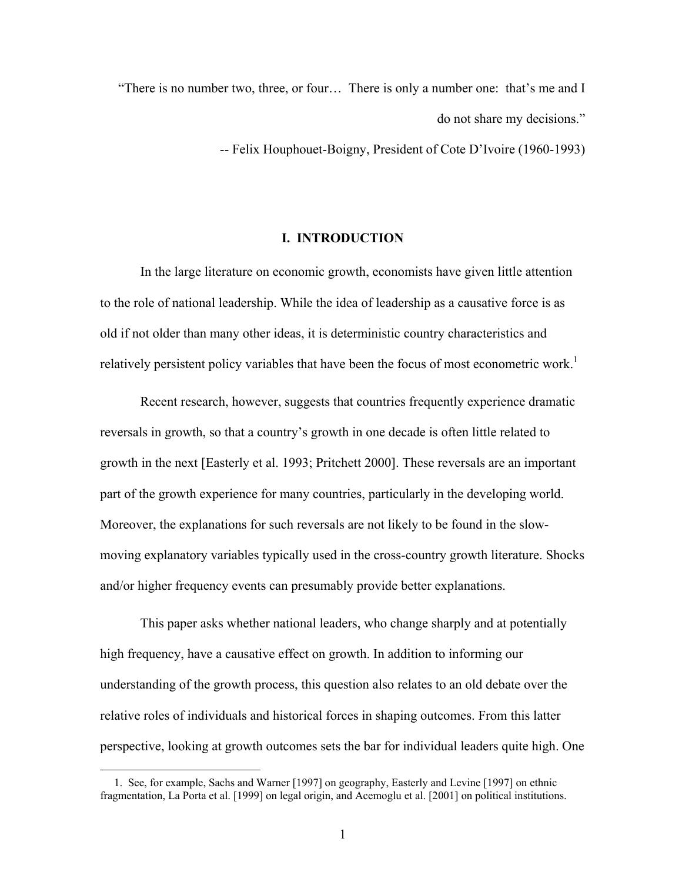"There is no number two, three, or four… There is only a number one: that's me and I do not share my decisions."

-- Felix Houphouet-Boigny, President of Cote D'Ivoire (1960-1993)

## I. INTRODUCTION

In the large literature on economic growth, economists have given little attention to the role of national leadership. While the idea of leadership as a causative force is as old if not older than many other ideas, it is deterministic country characteristics and relatively persistent policy variables that have been the focus of most econometric work.[1]

Recent research, however, suggests that countries frequently experience dramatic reversals in growth, so that a country's growth in one decade is often little related to growth in the next [Easterly et al. 1993; Pritchett 2000]. These reversals are an important part of the growth experience for many countries, particularly in the developing world. Moreover, the explanations for such reversals are not likely to be found in the slow-moving explanatory variables typically used in the cross-country growth literature. Shocks and/or higher frequency events can presumably provide better explanations.

This paper asks whether national leaders, who change sharply and at potentially high frequency, have a causative effect on growth. In addition to informing our understanding of the growth process, this question also relates to an old debate over the relative roles of individuals and historical forces in shaping outcomes. From this latter perspective, looking at growth outcomes sets the bar for individual leaders quite high. One

1. See, for example, Sachs and Warner [1997] on geography, Easterly and Levine [1997] on ethnic fragmentation, La Porta et al. [1999] on legal origin, and Acemoglu et al. [2001] on political institutions.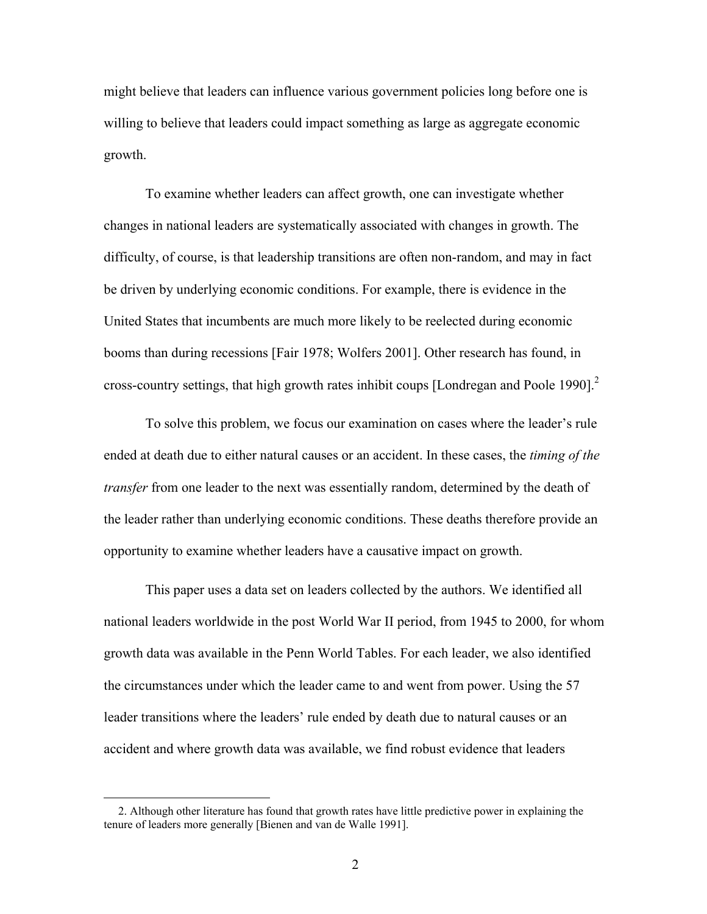might believe that leaders can influence various government policies long before one is willing to believe that leaders could impact something as large as aggregate economic growth.

To examine whether leaders can affect growth, one can investigate whether changes in national leaders are systematically associated with changes in growth. The difficulty, of course, is that leadership transitions are often non-random, and may in fact be driven by underlying economic conditions. For example, there is evidence in the United States that incumbents are much more likely to be reelected during economic booms than during recessions [Fair 1978; Wolfers 2001]. Other research has found, in cross-country settings, that high growth rates inhibit coups [Londregan and Poole 1990].[2]

To solve this problem, we focus our examination on cases where the leader's rule ended at death due to either natural causes or an accident. In these cases, the *timing of the transfer* from one leader to the next was essentially random, determined by the death of the leader rather than underlying economic conditions. These deaths therefore provide an opportunity to examine whether leaders have a causative impact on growth.

This paper uses a data set on leaders collected by the authors. We identified all national leaders worldwide in the post World War II period, from 1945 to 2000, for whom growth data was available in the Penn World Tables. For each leader, we also identified the circumstances under which the leader came to and went from power. Using the 57 leader transitions where the leaders' rule ended by death due to natural causes or an accident and where growth data was available, we find robust evidence that leaders

---

2. Although other literature has found that growth rates have little predictive power in explaining the tenure of leaders more generally [Bienen and van de Walle 1991].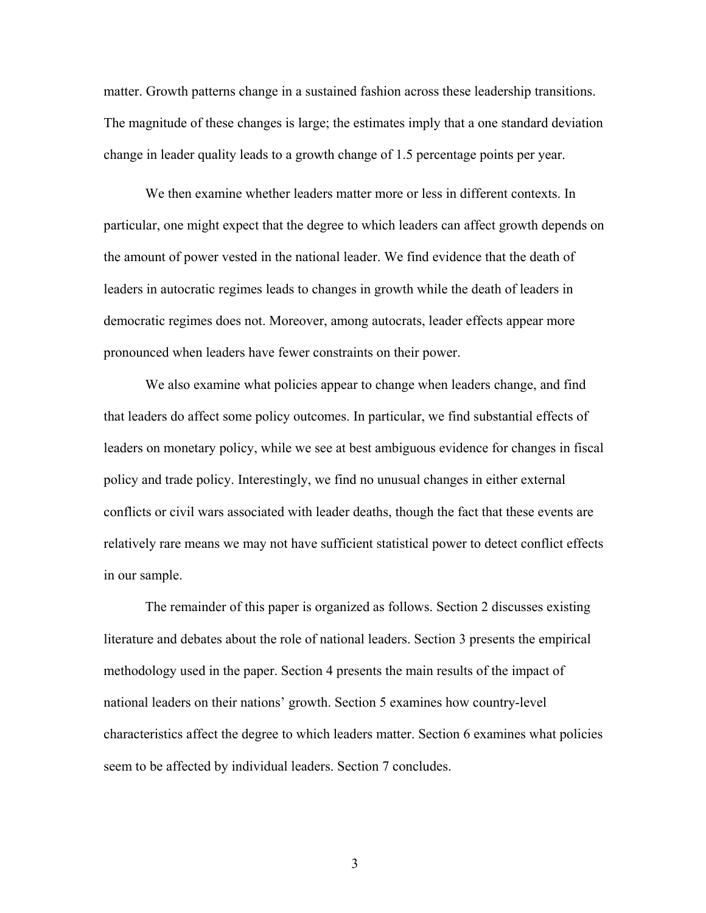matter. Growth patterns change in a sustained fashion across these leadership transitions. The magnitude of these changes is large; the estimates imply that a one standard deviation change in leader quality leads to a growth change of 1.5 percentage points per year.

We then examine whether leaders matter more or less in different contexts. In particular, one might expect that the degree to which leaders can affect growth depends on the amount of power vested in the national leader. We find evidence that the death of leaders in autocratic regimes leads to changes in growth while the death of leaders in democratic regimes does not. Moreover, among autocrats, leader effects appear more pronounced when leaders have fewer constraints on their power.

We also examine what policies appear to change when leaders change, and find that leaders do affect some policy outcomes. In particular, we find substantial effects of leaders on monetary policy, while we see at best ambiguous evidence for changes in fiscal policy and trade policy. Interestingly, we find no unusual changes in either external conflicts or civil wars associated with leader deaths, though the fact that these events are relatively rare means we may not have sufficient statistical power to detect conflict effects in our sample.

The remainder of this paper is organized as follows. Section 2 discusses existing literature and debates about the role of national leaders. Section 3 presents the empirical methodology used in the paper. Section 4 presents the main results of the impact of national leaders on their nations' growth. Section 5 examines how country-level characteristics affect the degree to which leaders matter. Section 6 examines what policies seem to be affected by individual leaders. Section 7 concludes.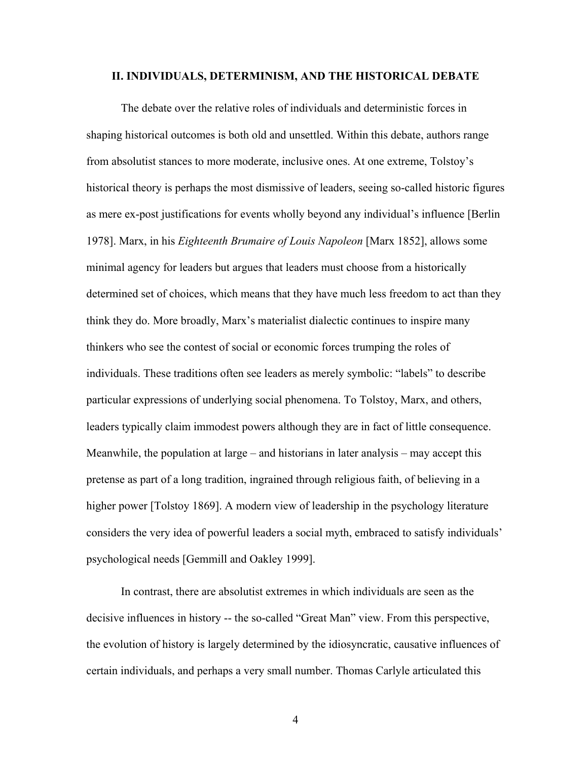## II. INDIVIDUALS, DETERMINISM, AND THE HISTORICAL DEBATE

The debate over the relative roles of individuals and deterministic forces in shaping historical outcomes is both old and unsettled. Within this debate, authors range from absolutist stances to more moderate, inclusive ones. At one extreme, Tolstoy's historical theory is perhaps the most dismissive of leaders, seeing so-called historic figures as mere ex-post justifications for events wholly beyond any individual's influence [Berlin 1978]. Marx, in his *Eighteenth Brumaire of Louis Napoleon* [Marx 1852], allows some minimal agency for leaders but argues that leaders must choose from a historically determined set of choices, which means that they have much less freedom to act than they think they do. More broadly, Marx's materialist dialectic continues to inspire many thinkers who see the contest of social or economic forces trumping the roles of individuals. These traditions often see leaders as merely symbolic: "labels" to describe particular expressions of underlying social phenomena. To Tolstoy, Marx, and others, leaders typically claim immodest powers although they are in fact of little consequence. Meanwhile, the population at large – and historians in later analysis – may accept this pretense as part of a long tradition, ingrained through religious faith, of believing in a higher power [Tolstoy 1869]. A modern view of leadership in the psychology literature considers the very idea of powerful leaders a social myth, embraced to satisfy individuals' psychological needs [Gemmill and Oakley 1999].

In contrast, there are absolutist extremes in which individuals are seen as the decisive influences in history -- the so-called "Great Man" view. From this perspective, the evolution of history is largely determined by the idiosyncratic, causative influences of certain individuals, and perhaps a very small number. Thomas Carlyle articulated this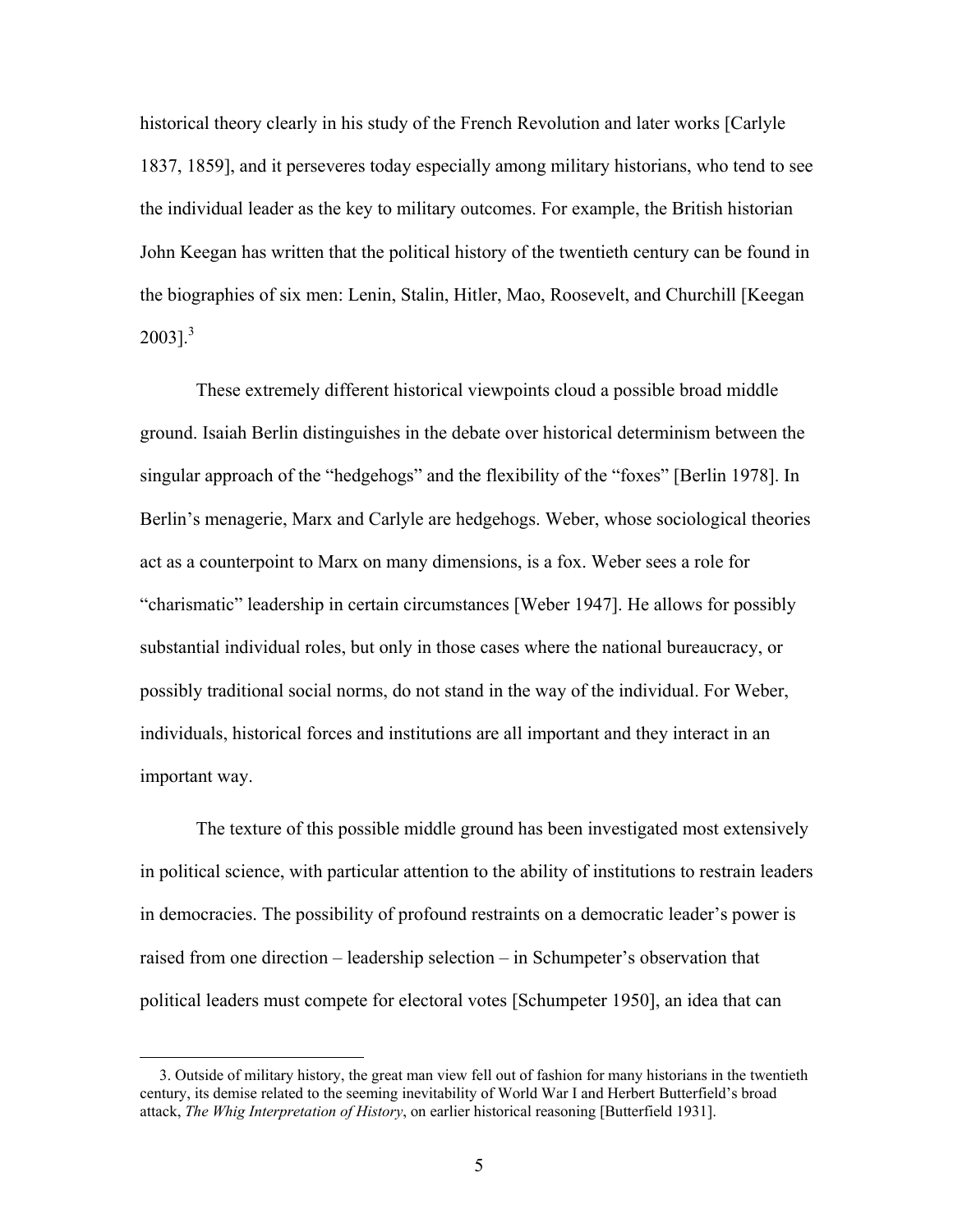historical theory clearly in his study of the French Revolution and later works [Carlyle 1837, 1859], and it perseveres today especially among military historians, who tend to see the individual leader as the key to military outcomes. For example, the British historian John Keegan has written that the political history of the twentieth century can be found in the biographies of six men: Lenin, Stalin, Hitler, Mao, Roosevelt, and Churchill [Keegan 2003].[3]

These extremely different historical viewpoints cloud a possible broad middle ground. Isaiah Berlin distinguishes in the debate over historical determinism between the singular approach of the "hedgehogs" and the flexibility of the "foxes" [Berlin 1978]. In Berlin's menagerie, Marx and Carlyle are hedgehogs. Weber, whose sociological theories act as a counterpoint to Marx on many dimensions, is a fox. Weber sees a role for "charismatic" leadership in certain circumstances [Weber 1947]. He allows for possibly substantial individual roles, but only in those cases where the national bureaucracy, or possibly traditional social norms, do not stand in the way of the individual. For Weber, individuals, historical forces and institutions are all important and they interact in an important way.

The texture of this possible middle ground has been investigated most extensively in political science, with particular attention to the ability of institutions to restrain leaders in democracies. The possibility of profound restraints on a democratic leader's power is raised from one direction – leadership selection – in Schumpeter's observation that political leaders must compete for electoral votes [Schumpeter 1950], an idea that can

3. Outside of military history, the great man view fell out of fashion for many historians in the twentieth century, its demise related to the seeming inevitability of World War I and Herbert Butterfield's broad attack, *The Whig Interpretation of History*, on earlier historical reasoning [Butterfield 1931].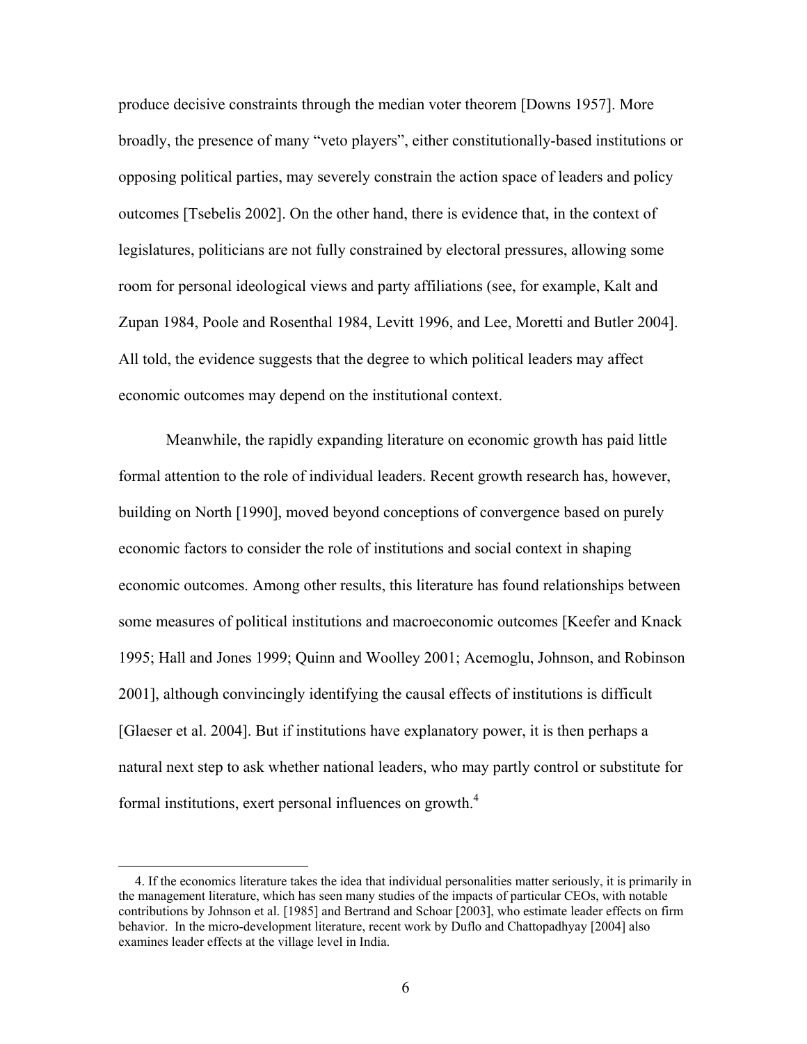produce decisive constraints through the median voter theorem [Downs 1957]. More broadly, the presence of many "veto players", either constitutionally-based institutions or opposing political parties, may severely constrain the action space of leaders and policy outcomes [Tsebelis 2002]. On the other hand, there is evidence that, in the context of legislatures, politicians are not fully constrained by electoral pressures, allowing some room for personal ideological views and party affiliations (see, for example, Kalt and Zupan 1984, Poole and Rosenthal 1984, Levitt 1996, and Lee, Moretti and Butler 2004]. All told, the evidence suggests that the degree to which political leaders may affect economic outcomes may depend on the institutional context.

Meanwhile, the rapidly expanding literature on economic growth has paid little formal attention to the role of individual leaders. Recent growth research has, however, building on North [1990], moved beyond conceptions of convergence based on purely economic factors to consider the role of institutions and social context in shaping economic outcomes. Among other results, this literature has found relationships between some measures of political institutions and macroeconomic outcomes [Keefer and Knack 1995; Hall and Jones 1999; Quinn and Woolley 2001; Acemoglu, Johnson, and Robinson 2001], although convincingly identifying the causal effects of institutions is difficult [Glaeser et al. 2004]. But if institutions have explanatory power, it is then perhaps a natural next step to ask whether national leaders, who may partly control or substitute for formal institutions, exert personal influences on growth.[4]

4. If the economics literature takes the idea that individual personalities matter seriously, it is primarily in the management literature, which has seen many studies of the impacts of particular CEOs, with notable contributions by Johnson et al. [1985] and Bertrand and Schoar [2003], who estimate leader effects on firm behavior. In the micro-development literature, recent work by Duflo and Chattopadhyay [2004] also examines leader effects at the village level in India.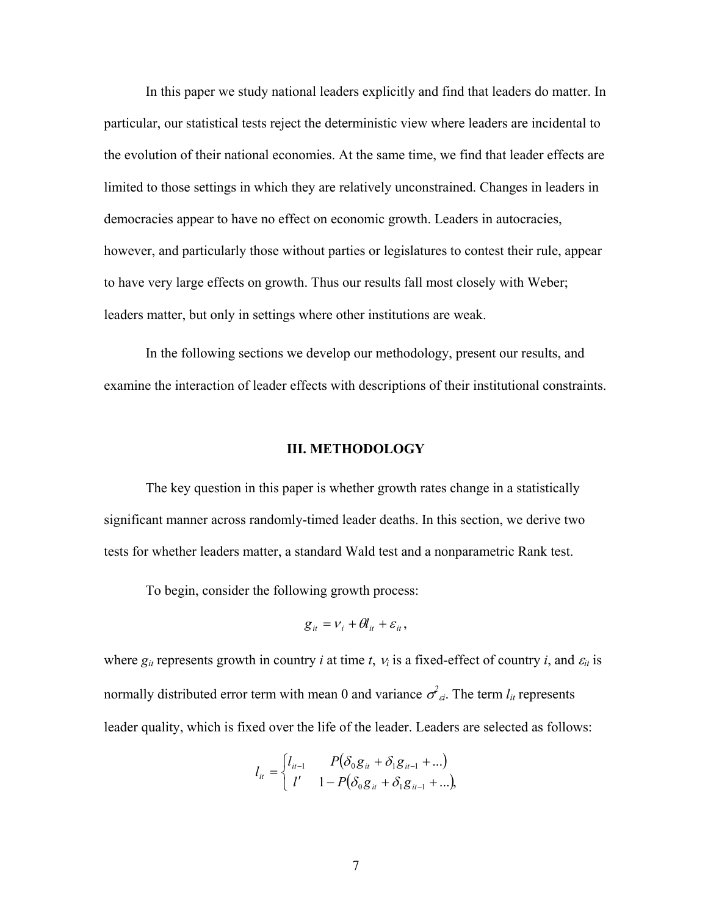In this paper we study national leaders explicitly and find that leaders do matter. In particular, our statistical tests reject the deterministic view where leaders are incidental to the evolution of their national economies. At the same time, we find that leader effects are limited to those settings in which they are relatively unconstrained. Changes in leaders in democracies appear to have no effect on economic growth. Leaders in autocracies, however, and particularly those without parties or legislatures to contest their rule, appear to have very large effects on growth. Thus our results fall most closely with Weber; leaders matter, but only in settings where other institutions are weak.

In the following sections we develop our methodology, present our results, and examine the interaction of leader effects with descriptions of their institutional constraints.

## III. METHODOLOGY

The key question in this paper is whether growth rates change in a statistically significant manner across randomly-timed leader deaths. In this section, we derive two tests for whether leaders matter, a standard Wald test and a nonparametric Rank test.

To begin, consider the following growth process:

$$g_{it} = v_i + \theta l_{it} + \varepsilon_{it},$$

where $g_{it}$ represents growth in country $i$ at time $t$, $v_i$ is a fixed-effect of country $i$, and $\varepsilon_{it}$ is normally distributed error term with mean 0 and variance $\sigma^2_{\varepsilon i}$. The term $l_{it}$ represents leader quality, which is fixed over the life of the leader. Leaders are selected as follows:

$$l_{it} = \begin{cases} l_{it-1} & P(\delta_0 g_{it} + \delta_1 g_{it-1} + \ldots) \\ l' & 1 - P(\delta_0 g_{it} + \delta_1 g_{it-1} + \ldots), \end{cases}$$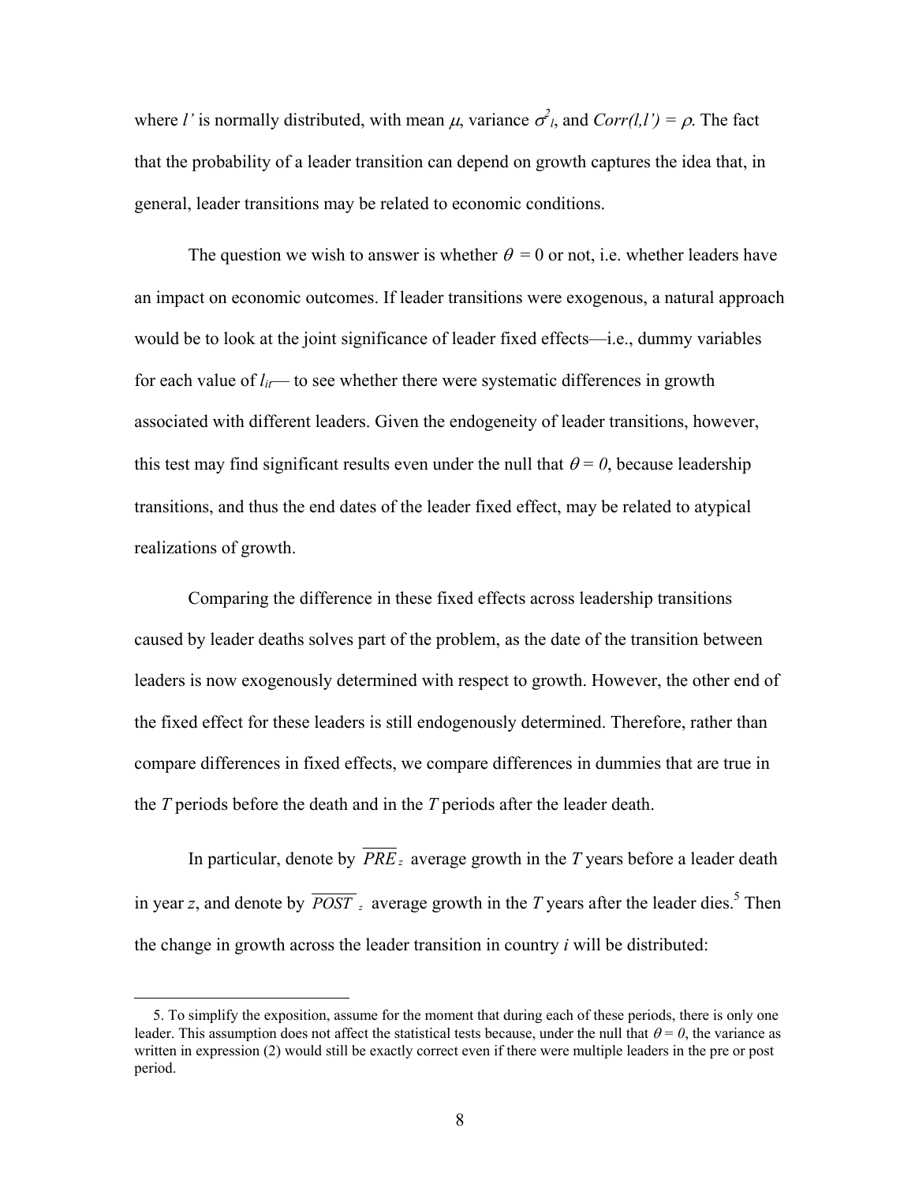where $l'$ is normally distributed, with mean $\mu$, variance $\sigma^2_l$, and $Corr(l,l') = \rho$. The fact that the probability of a leader transition can depend on growth captures the idea that, in general, leader transitions may be related to economic conditions.

The question we wish to answer is whether $\theta = 0$ or not, i.e. whether leaders have an impact on economic outcomes. If leader transitions were exogenous, a natural approach would be to look at the joint significance of leader fixed effects—i.e., dummy variables for each value of $l_{it}$— to see whether there were systematic differences in growth associated with different leaders. Given the endogeneity of leader transitions, however, this test may find significant results even under the null that $\theta = 0$, because leadership transitions, and thus the end dates of the leader fixed effect, may be related to atypical realizations of growth.

Comparing the difference in these fixed effects across leadership transitions caused by leader deaths solves part of the problem, as the date of the transition between leaders is now exogenously determined with respect to growth. However, the other end of the fixed effect for these leaders is still endogenously determined. Therefore, rather than compare differences in fixed effects, we compare differences in dummies that are true in the *T* periods before the death and in the *T* periods after the leader death.

In particular, denote by $\overline{PRE}_z$ average growth in the *T* years before a leader death in year *z*, and denote by $\overline{POST}_z$ average growth in the *T* years after the leader dies.[5] Then the change in growth across the leader transition in country *i* will be distributed:

5. To simplify the exposition, assume for the moment that during each of these periods, there is only one leader. This assumption does not affect the statistical tests because, under the null that $\theta = 0$, the variance as written in expression (2) would still be exactly correct even if there were multiple leaders in the pre or post period.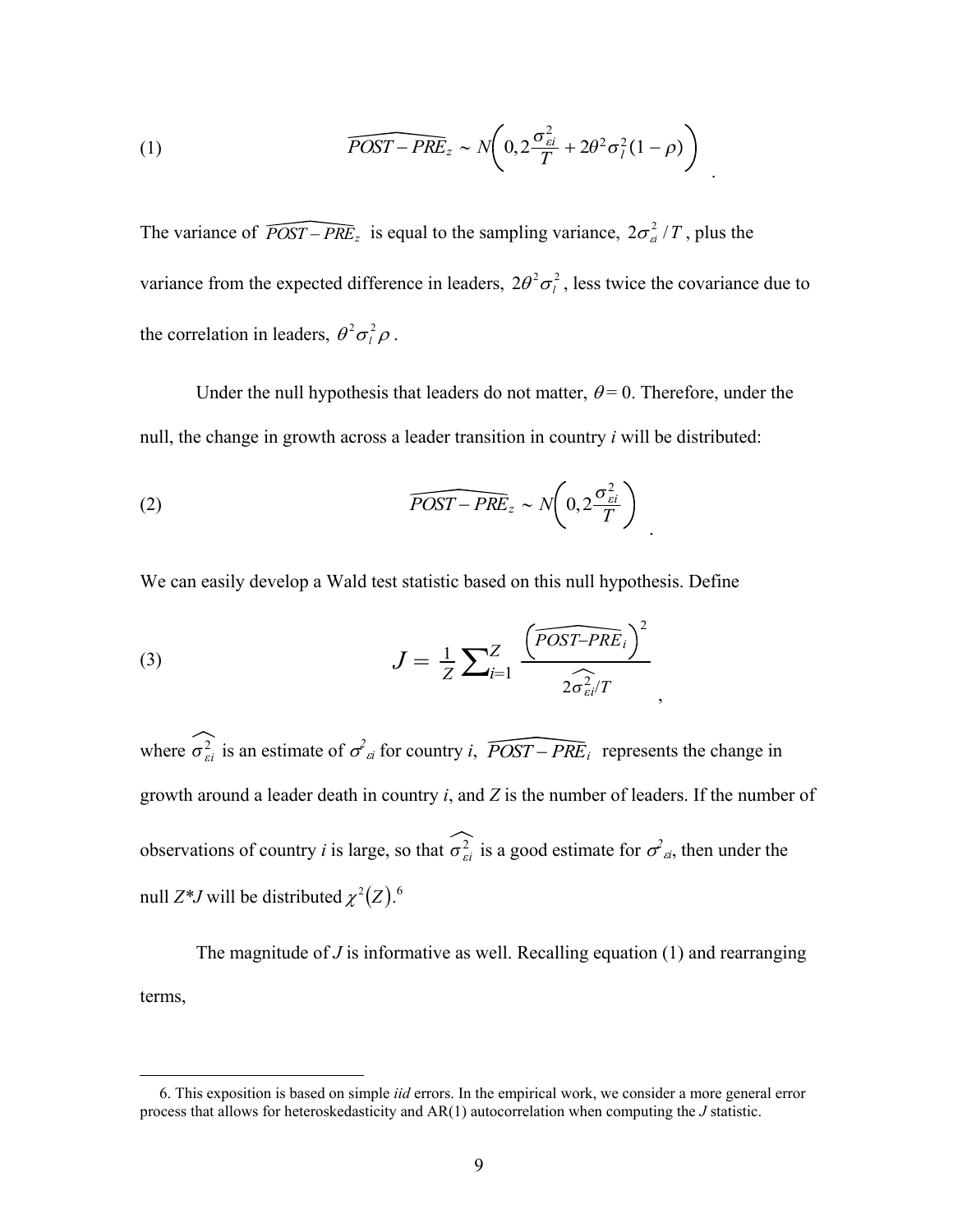$$(1) \qquad \widehat{POST-PRE}_z \sim N\left(0, 2\frac{\sigma_{\varepsilon i}^2}{T} + 2\theta^2\sigma_l^2(1-\rho)\right).$$

The variance of $\widehat{POST-PRE}_z$ is equal to the sampling variance, $2\sigma_{\varepsilon i}^2/T$, plus the variance from the expected difference in leaders, $2\theta^2\sigma_l^2$, less twice the covariance due to the correlation in leaders, $\theta^2\sigma_l^2\rho$.

Under the null hypothesis that leaders do not matter, $\theta = 0$. Therefore, under the null, the change in growth across a leader transition in country *i* will be distributed:

$$(2) \qquad \widehat{POST-PRE}_z \sim N\left(0, 2\frac{\sigma_{\varepsilon i}^2}{T}\right).$$

We can easily develop a Wald test statistic based on this null hypothesis. Define

$$(3) \qquad J = \frac{1}{Z}\sum_{i=1}^{Z} \frac{\left(\widehat{POST-PRE}_i\right)^2}{2\widehat{\sigma_{\varepsilon i}^2}/T},$$

where $\widehat{\sigma_{\varepsilon i}^2}$ is an estimate of $\sigma^2_{\varepsilon i}$ for country *i*, $\widehat{POST-PRE}_i$ represents the change in growth around a leader death in country *i*, and *Z* is the number of leaders. If the number of observations of country *i* is large, so that $\widehat{\sigma_{\varepsilon i}^2}$ is a good estimate for $\sigma^2_{\varepsilon i}$, then under the null *Z\*J* will be distributed $\chi^2(Z)$.[6]

The magnitude of *J* is informative as well. Recalling equation (1) and rearranging terms,

6. This exposition is based on simple *iid* errors. In the empirical work, we consider a more general error process that allows for heteroskedasticity and AR(1) autocorrelation when computing the *J* statistic.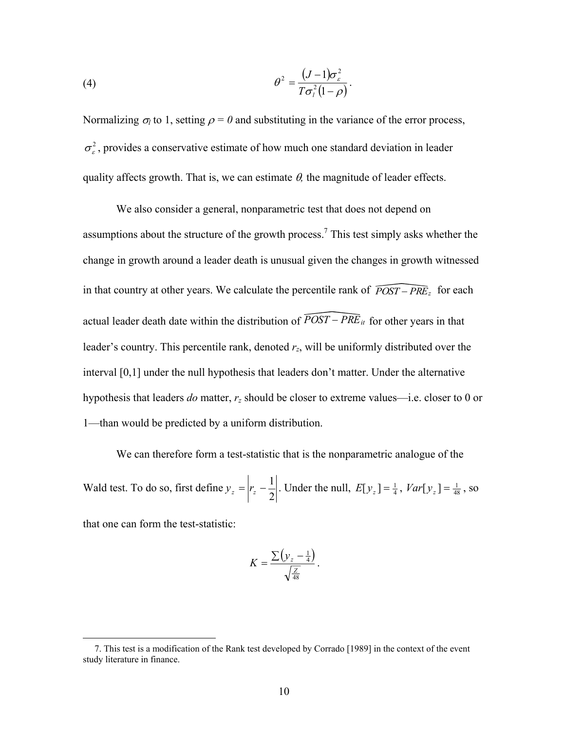$$(4) \qquad \theta^2 = \frac{(J-1)\sigma_\varepsilon^2}{T\sigma_l^2(1-\rho)}.$$

Normalizing $\sigma_l$ to 1, setting $\rho = 0$ and substituting in the variance of the error process, $\sigma_\varepsilon^2$, provides a conservative estimate of how much one standard deviation in leader quality affects growth. That is, we can estimate $\theta$, the magnitude of leader effects.

We also consider a general, nonparametric test that does not depend on assumptions about the structure of the growth process.[7] This test simply asks whether the change in growth around a leader death is unusual given the changes in growth witnessed in that country at other years. We calculate the percentile rank of $\widehat{POST-PRE}_z$ for each actual leader death date within the distribution of $\widehat{POST-PRE}_{it}$ for other years in that leader's country. This percentile rank, denoted $r_z$, will be uniformly distributed over the interval [0,1] under the null hypothesis that leaders don't matter. Under the alternative hypothesis that leaders *do* matter, $r_z$ should be closer to extreme values—i.e. closer to 0 or 1—than would be predicted by a uniform distribution.

We can therefore form a test-statistic that is the nonparametric analogue of the Wald test. To do so, first define $y_z = \left| r_z - \frac{1}{2} \right|$. Under the null, $E[y_z] = \frac{1}{4}$, $Var[y_z] = \frac{1}{48}$, so that one can form the test-statistic:

$$K = \frac{\sum \left( y_z - \frac{1}{4} \right)}{\sqrt{\frac{Z}{48}}}.$$

7. This test is a modification of the Rank test developed by Corrado [1989] in the context of the event study literature in finance.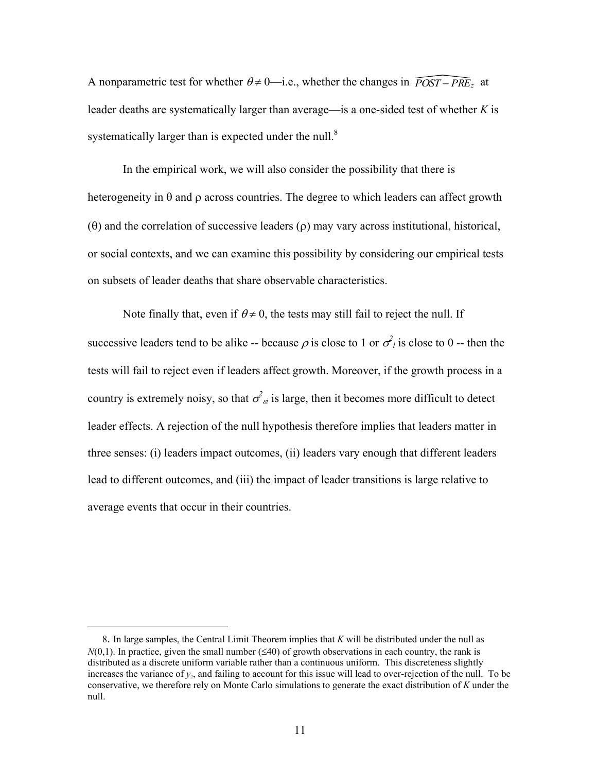A nonparametric test for whether $\theta \neq 0$—i.e., whether the changes in $\widehat{POST-PRE_z}$ at leader deaths are systematically larger than average—is a one-sided test of whether $K$ is systematically larger than is expected under the null.[8]

In the empirical work, we will also consider the possibility that there is heterogeneity in θ and ρ across countries. The degree to which leaders can affect growth (θ) and the correlation of successive leaders (ρ) may vary across institutional, historical, or social contexts, and we can examine this possibility by considering our empirical tests on subsets of leader deaths that share observable characteristics.

Note finally that, even if $\theta \neq 0$, the tests may still fail to reject the null. If successive leaders tend to be alike -- because $\rho$ is close to 1 or $\sigma^2_l$ is close to 0 -- then the tests will fail to reject even if leaders affect growth. Moreover, if the growth process in a country is extremely noisy, so that $\sigma^2_{\varepsilon i}$ is large, then it becomes more difficult to detect leader effects. A rejection of the null hypothesis therefore implies that leaders matter in three senses: (i) leaders impact outcomes, (ii) leaders vary enough that different leaders lead to different outcomes, and (iii) the impact of leader transitions is large relative to average events that occur in their countries.

---

8. In large samples, the Central Limit Theorem implies that $K$ will be distributed under the null as $N(0,1)$. In practice, given the small number (≤40) of growth observations in each country, the rank is distributed as a discrete uniform variable rather than a continuous uniform. This discreteness slightly increases the variance of $y_z$, and failing to account for this issue will lead to over-rejection of the null. To be conservative, we therefore rely on Monte Carlo simulations to generate the exact distribution of $K$ under the null.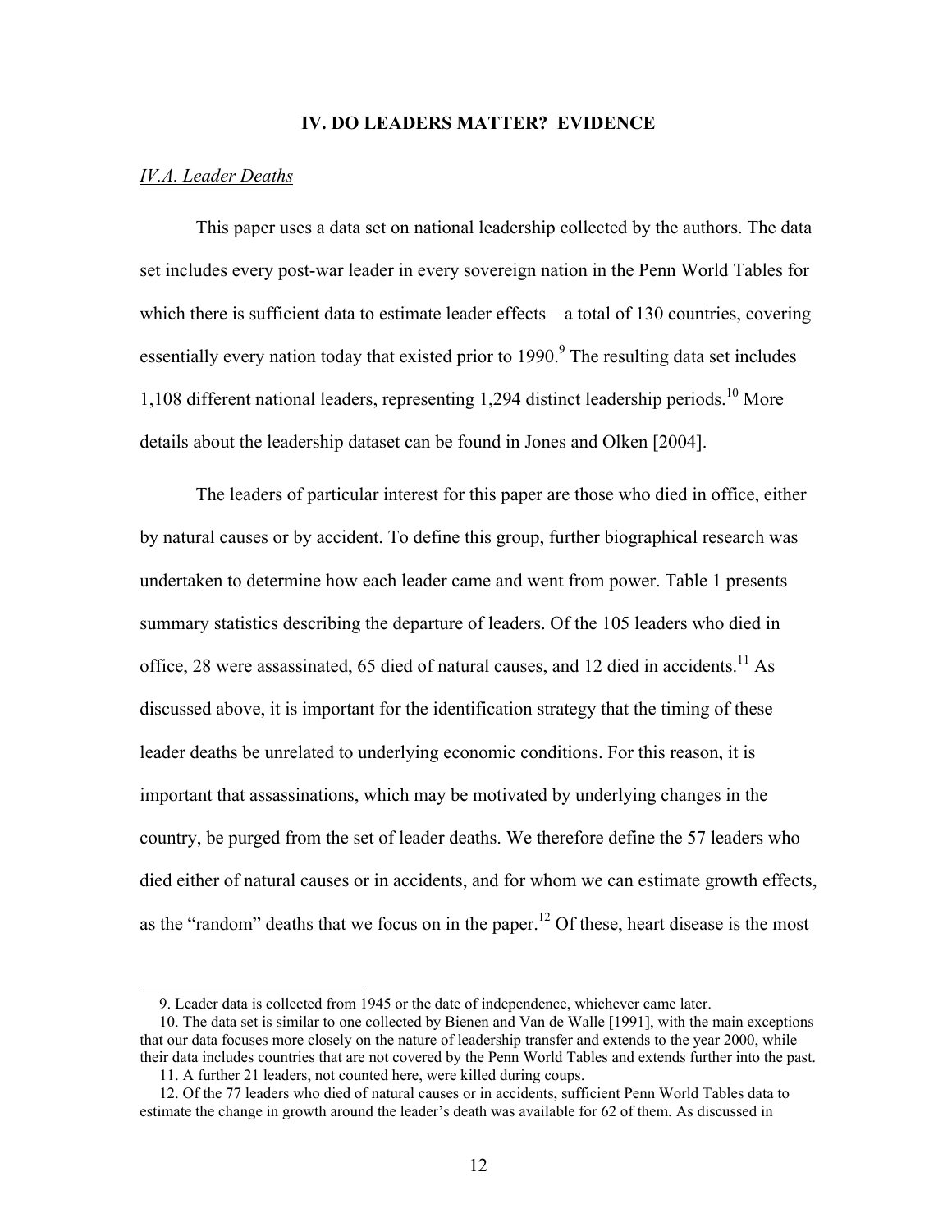## IV. DO LEADERS MATTER? EVIDENCE

### *IV.A. Leader Deaths*

This paper uses a data set on national leadership collected by the authors. The data set includes every post-war leader in every sovereign nation in the Penn World Tables for which there is sufficient data to estimate leader effects – a total of 130 countries, covering essentially every nation today that existed prior to 1990.[9] The resulting data set includes 1,108 different national leaders, representing 1,294 distinct leadership periods.[10] More details about the leadership dataset can be found in Jones and Olken [2004].

The leaders of particular interest for this paper are those who died in office, either by natural causes or by accident. To define this group, further biographical research was undertaken to determine how each leader came and went from power. Table 1 presents summary statistics describing the departure of leaders. Of the 105 leaders who died in office, 28 were assassinated, 65 died of natural causes, and 12 died in accidents.[11] As discussed above, it is important for the identification strategy that the timing of these leader deaths be unrelated to underlying economic conditions. For this reason, it is important that assassinations, which may be motivated by underlying changes in the country, be purged from the set of leader deaths. We therefore define the 57 leaders who died either of natural causes or in accidents, and for whom we can estimate growth effects, as the "random" deaths that we focus on in the paper.[12] Of these, heart disease is the most

---

9. Leader data is collected from 1945 or the date of independence, whichever came later.

10. The data set is similar to one collected by Bienen and Van de Walle [1991], with the main exceptions that our data focuses more closely on the nature of leadership transfer and extends to the year 2000, while their data includes countries that are not covered by the Penn World Tables and extends further into the past.

11. A further 21 leaders, not counted here, were killed during coups.

12. Of the 77 leaders who died of natural causes or in accidents, sufficient Penn World Tables data to estimate the change in growth around the leader's death was available for 62 of them. As discussed in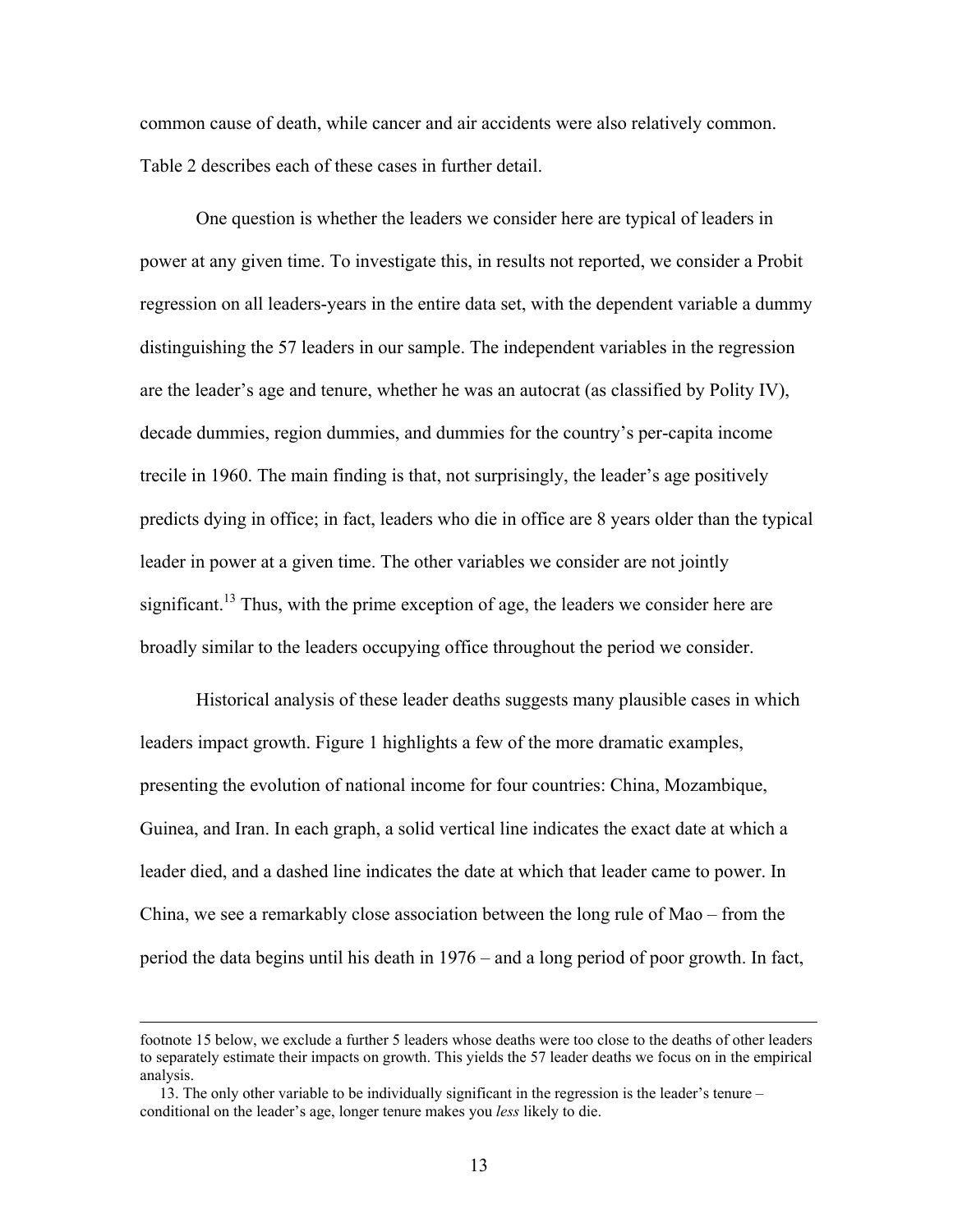common cause of death, while cancer and air accidents were also relatively common. Table 2 describes each of these cases in further detail.

One question is whether the leaders we consider here are typical of leaders in power at any given time. To investigate this, in results not reported, we consider a Probit regression on all leaders-years in the entire data set, with the dependent variable a dummy distinguishing the 57 leaders in our sample. The independent variables in the regression are the leader's age and tenure, whether he was an autocrat (as classified by Polity IV), decade dummies, region dummies, and dummies for the country's per-capita income trecile in 1960. The main finding is that, not surprisingly, the leader's age positively predicts dying in office; in fact, leaders who die in office are 8 years older than the typical leader in power at a given time. The other variables we consider are not jointly significant.[13] Thus, with the prime exception of age, the leaders we consider here are broadly similar to the leaders occupying office throughout the period we consider.

Historical analysis of these leader deaths suggests many plausible cases in which leaders impact growth. Figure 1 highlights a few of the more dramatic examples, presenting the evolution of national income for four countries: China, Mozambique, Guinea, and Iran. In each graph, a solid vertical line indicates the exact date at which a leader died, and a dashed line indicates the date at which that leader came to power. In China, we see a remarkably close association between the long rule of Mao – from the period the data begins until his death in 1976 – and a long period of poor growth. In fact,

---

footnote 15 below, we exclude a further 5 leaders whose deaths were too close to the deaths of other leaders to separately estimate their impacts on growth. This yields the 57 leader deaths we focus on in the empirical analysis.

13. The only other variable to be individually significant in the regression is the leader's tenure – conditional on the leader's age, longer tenure makes you *less* likely to die.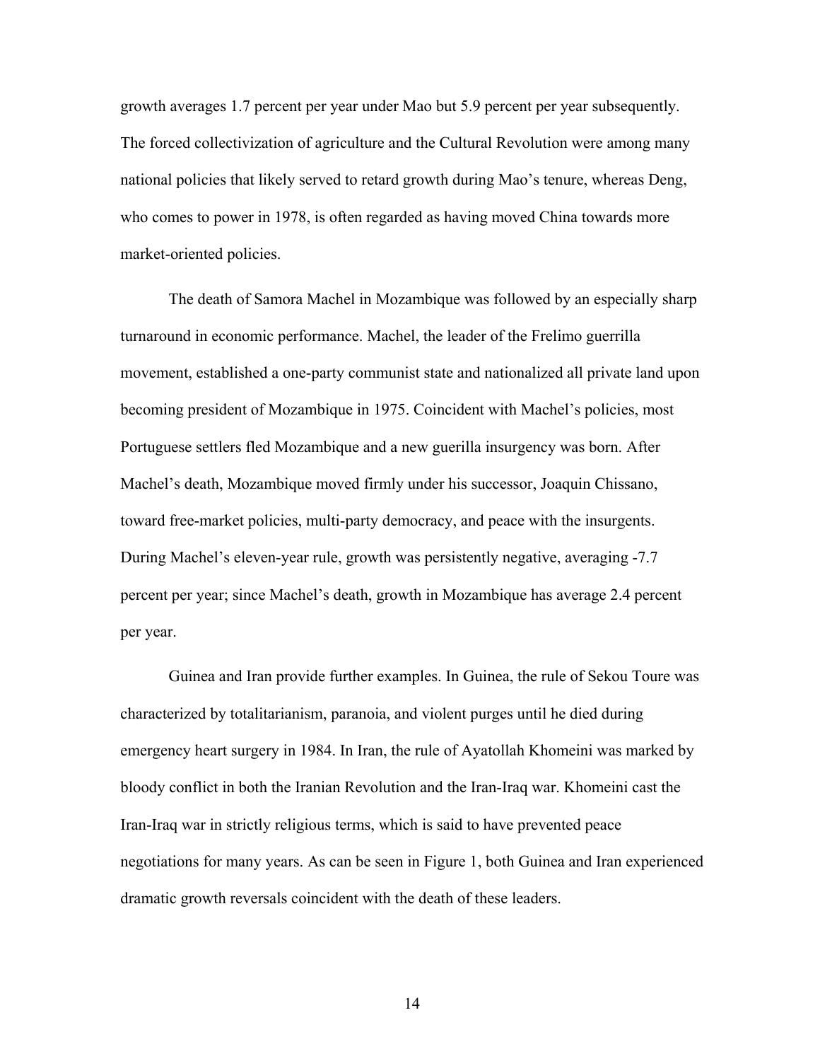growth averages 1.7 percent per year under Mao but 5.9 percent per year subsequently. The forced collectivization of agriculture and the Cultural Revolution were among many national policies that likely served to retard growth during Mao's tenure, whereas Deng, who comes to power in 1978, is often regarded as having moved China towards more market-oriented policies.

The death of Samora Machel in Mozambique was followed by an especially sharp turnaround in economic performance. Machel, the leader of the Frelimo guerrilla movement, established a one-party communist state and nationalized all private land upon becoming president of Mozambique in 1975. Coincident with Machel's policies, most Portuguese settlers fled Mozambique and a new guerilla insurgency was born. After Machel's death, Mozambique moved firmly under his successor, Joaquin Chissano, toward free-market policies, multi-party democracy, and peace with the insurgents. During Machel's eleven-year rule, growth was persistently negative, averaging -7.7 percent per year; since Machel's death, growth in Mozambique has average 2.4 percent per year.

Guinea and Iran provide further examples. In Guinea, the rule of Sekou Toure was characterized by totalitarianism, paranoia, and violent purges until he died during emergency heart surgery in 1984. In Iran, the rule of Ayatollah Khomeini was marked by bloody conflict in both the Iranian Revolution and the Iran-Iraq war. Khomeini cast the Iran-Iraq war in strictly religious terms, which is said to have prevented peace negotiations for many years. As can be seen in Figure 1, both Guinea and Iran experienced dramatic growth reversals coincident with the death of these leaders.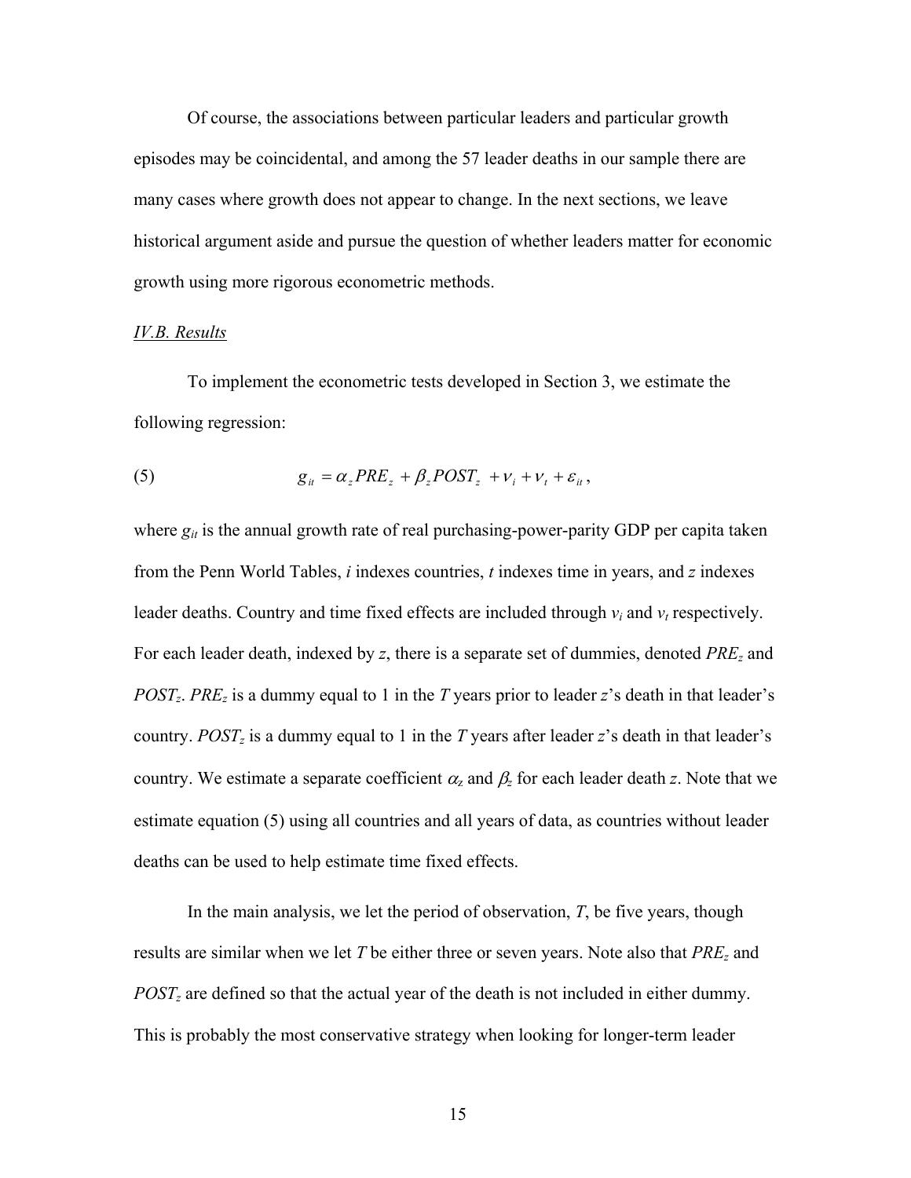Of course, the associations between particular leaders and particular growth episodes may be coincidental, and among the 57 leader deaths in our sample there are many cases where growth does not appear to change. In the next sections, we leave historical argument aside and pursue the question of whether leaders matter for economic growth using more rigorous econometric methods.

### *IV.B. Results*

To implement the econometric tests developed in Section 3, we estimate the following regression:

$$g_{it} = \alpha_z PRE_z + \beta_z POST_z + \nu_i + \nu_t + \varepsilon_{it}, \tag{5}$$

where $g_{it}$ is the annual growth rate of real purchasing-power-parity GDP per capita taken from the Penn World Tables, $i$ indexes countries, $t$ indexes time in years, and $z$ indexes leader deaths. Country and time fixed effects are included through $\nu_i$ and $\nu_t$ respectively. For each leader death, indexed by $z$, there is a separate set of dummies, denoted $PRE_z$ and $POST_z$. $PRE_z$ is a dummy equal to 1 in the $T$ years prior to leader $z$'s death in that leader's country. $POST_z$ is a dummy equal to 1 in the $T$ years after leader $z$'s death in that leader's country. We estimate a separate coefficient $\alpha_z$ and $\beta_z$ for each leader death $z$. Note that we estimate equation (5) using all countries and all years of data, as countries without leader deaths can be used to help estimate time fixed effects.

In the main analysis, we let the period of observation, $T$, be five years, though results are similar when we let $T$ be either three or seven years. Note also that $PRE_z$ and $POST_z$ are defined so that the actual year of the death is not included in either dummy. This is probably the most conservative strategy when looking for longer-term leader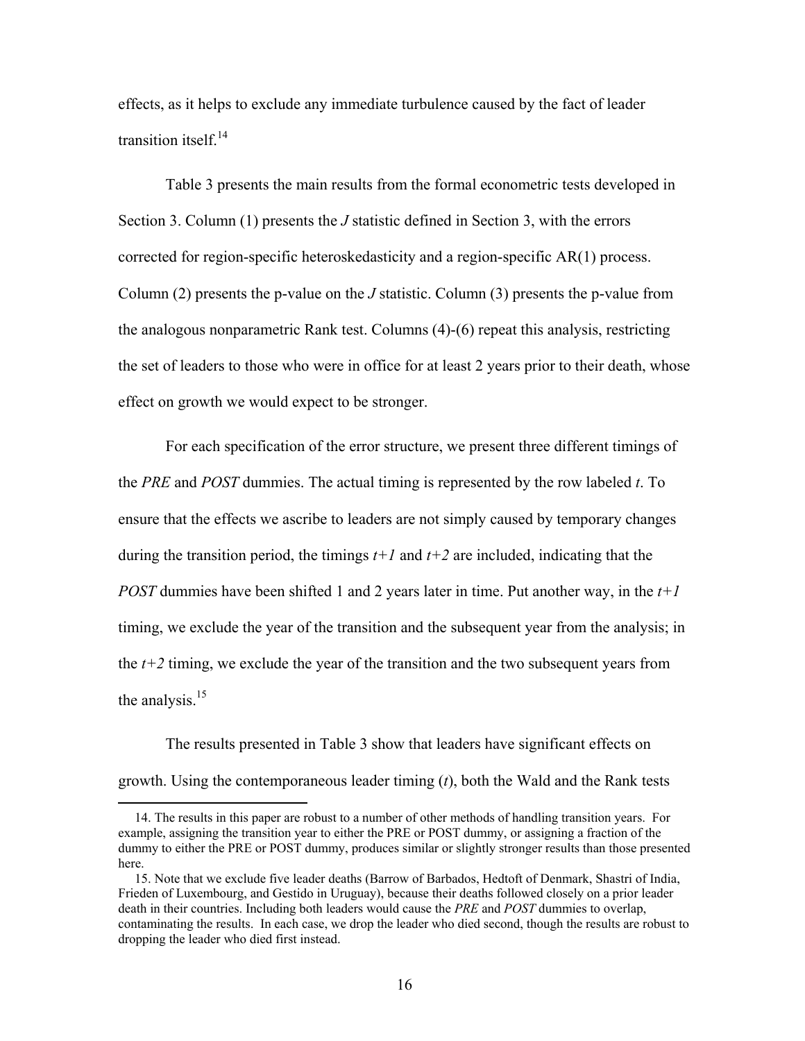effects, as it helps to exclude any immediate turbulence caused by the fact of leader transition itself.[14]

Table 3 presents the main results from the formal econometric tests developed in Section 3. Column (1) presents the *J* statistic defined in Section 3, with the errors corrected for region-specific heteroskedasticity and a region-specific AR(1) process. Column (2) presents the p-value on the *J* statistic. Column (3) presents the p-value from the analogous nonparametric Rank test. Columns (4)-(6) repeat this analysis, restricting the set of leaders to those who were in office for at least 2 years prior to their death, whose effect on growth we would expect to be stronger.

For each specification of the error structure, we present three different timings of the *PRE* and *POST* dummies. The actual timing is represented by the row labeled $t$. To ensure that the effects we ascribe to leaders are not simply caused by temporary changes during the transition period, the timings $t+1$ and $t+2$ are included, indicating that the *POST* dummies have been shifted 1 and 2 years later in time. Put another way, in the $t+1$ timing, we exclude the year of the transition and the subsequent year from the analysis; in the $t+2$ timing, we exclude the year of the transition and the two subsequent years from the analysis.[15]

The results presented in Table 3 show that leaders have significant effects on growth. Using the contemporaneous leader timing ($t$), both the Wald and the Rank tests

14. The results in this paper are robust to a number of other methods of handling transition years. For example, assigning the transition year to either the PRE or POST dummy, or assigning a fraction of the dummy to either the PRE or POST dummy, produces similar or slightly stronger results than those presented here.

15. Note that we exclude five leader deaths (Barrow of Barbados, Hedtoft of Denmark, Shastri of India, Frieden of Luxembourg, and Gestido in Uruguay), because their deaths followed closely on a prior leader death in their countries. Including both leaders would cause the *PRE* and *POST* dummies to overlap, contaminating the results. In each case, we drop the leader who died second, though the results are robust to dropping the leader who died first instead.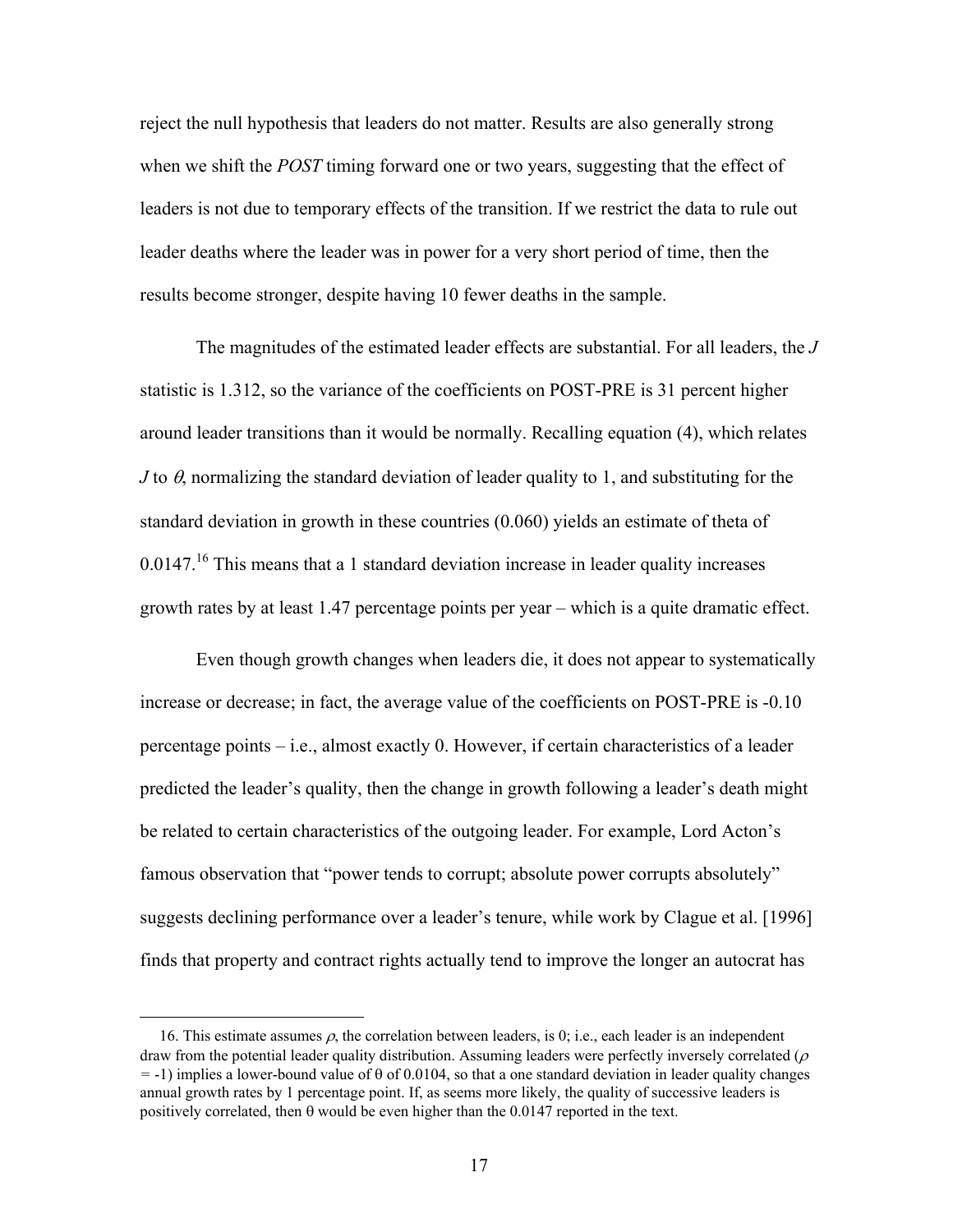reject the null hypothesis that leaders do not matter. Results are also generally strong when we shift the *POST* timing forward one or two years, suggesting that the effect of leaders is not due to temporary effects of the transition. If we restrict the data to rule out leader deaths where the leader was in power for a very short period of time, then the results become stronger, despite having 10 fewer deaths in the sample.

The magnitudes of the estimated leader effects are substantial. For all leaders, the $J$ statistic is 1.312, so the variance of the coefficients on POST-PRE is 31 percent higher around leader transitions than it would be normally. Recalling equation (4), which relates $J$ to $\theta$, normalizing the standard deviation of leader quality to 1, and substituting for the standard deviation in growth in these countries (0.060) yields an estimate of theta of 0.0147.[16] This means that a 1 standard deviation increase in leader quality increases growth rates by at least 1.47 percentage points per year – which is a quite dramatic effect.

Even though growth changes when leaders die, it does not appear to systematically increase or decrease; in fact, the average value of the coefficients on POST-PRE is -0.10 percentage points – i.e., almost exactly 0. However, if certain characteristics of a leader predicted the leader's quality, then the change in growth following a leader's death might be related to certain characteristics of the outgoing leader. For example, Lord Acton's famous observation that "power tends to corrupt; absolute power corrupts absolutely" suggests declining performance over a leader's tenure, while work by Clague et al. [1996] finds that property and contract rights actually tend to improve the longer an autocrat has

---

16. This estimate assumes $\rho$, the correlation between leaders, is 0; i.e., each leader is an independent draw from the potential leader quality distribution. Assuming leaders were perfectly inversely correlated ($\rho = -1$) implies a lower-bound value of $\theta$ of 0.0104, so that a one standard deviation in leader quality changes annual growth rates by 1 percentage point. If, as seems more likely, the quality of successive leaders is positively correlated, then $\theta$ would be even higher than the 0.0147 reported in the text.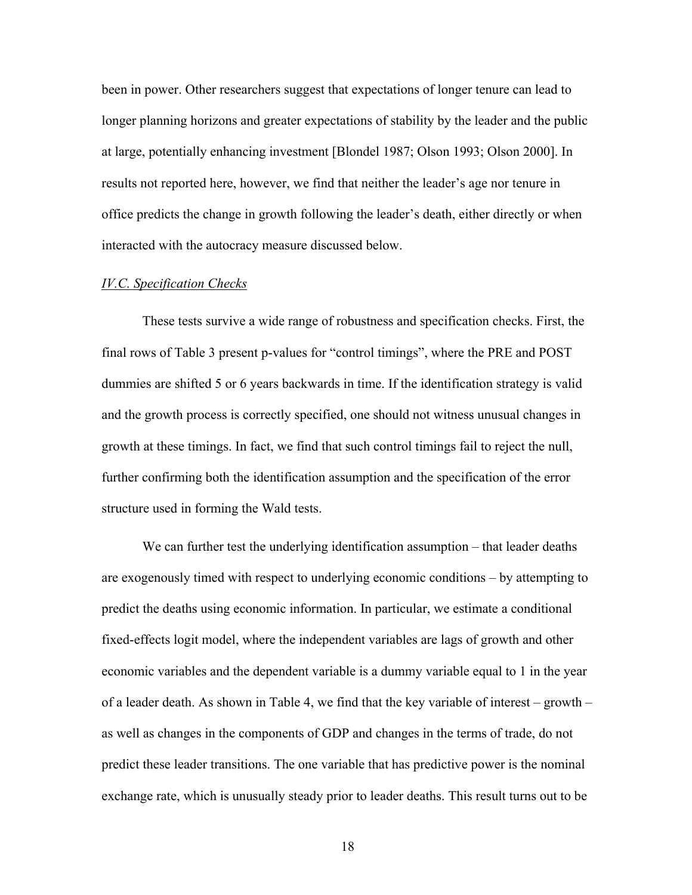been in power. Other researchers suggest that expectations of longer tenure can lead to longer planning horizons and greater expectations of stability by the leader and the public at large, potentially enhancing investment [Blondel 1987; Olson 1993; Olson 2000]. In results not reported here, however, we find that neither the leader's age nor tenure in office predicts the change in growth following the leader's death, either directly or when interacted with the autocracy measure discussed below.

### *IV.C. Specification Checks*

These tests survive a wide range of robustness and specification checks. First, the final rows of Table 3 present p-values for "control timings", where the PRE and POST dummies are shifted 5 or 6 years backwards in time. If the identification strategy is valid and the growth process is correctly specified, one should not witness unusual changes in growth at these timings. In fact, we find that such control timings fail to reject the null, further confirming both the identification assumption and the specification of the error structure used in forming the Wald tests.

We can further test the underlying identification assumption – that leader deaths are exogenously timed with respect to underlying economic conditions – by attempting to predict the deaths using economic information. In particular, we estimate a conditional fixed-effects logit model, where the independent variables are lags of growth and other economic variables and the dependent variable is a dummy variable equal to 1 in the year of a leader death. As shown in Table 4, we find that the key variable of interest – growth – as well as changes in the components of GDP and changes in the terms of trade, do not predict these leader transitions. The one variable that has predictive power is the nominal exchange rate, which is unusually steady prior to leader deaths. This result turns out to be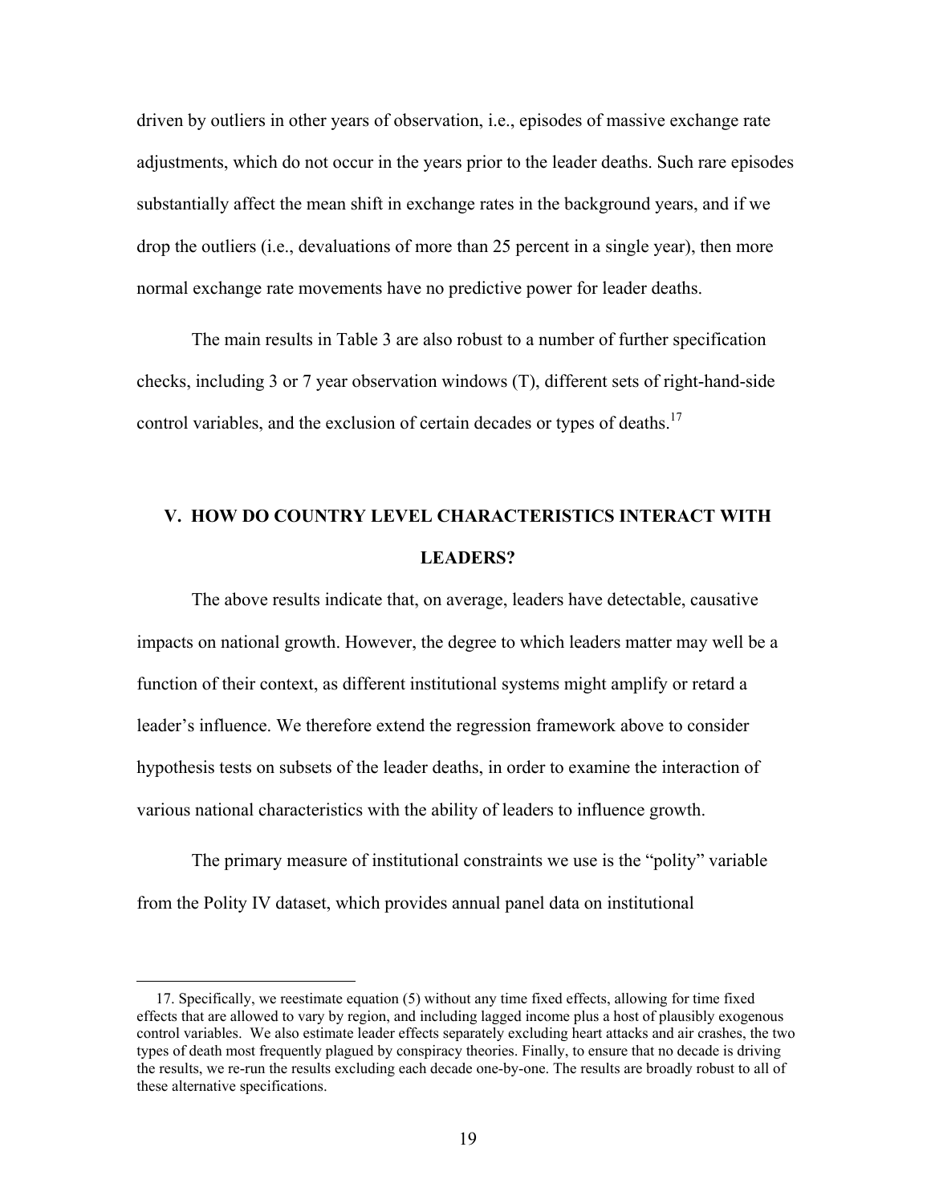driven by outliers in other years of observation, i.e., episodes of massive exchange rate adjustments, which do not occur in the years prior to the leader deaths. Such rare episodes substantially affect the mean shift in exchange rates in the background years, and if we drop the outliers (i.e., devaluations of more than 25 percent in a single year), then more normal exchange rate movements have no predictive power for leader deaths.

The main results in Table 3 are also robust to a number of further specification checks, including 3 or 7 year observation windows (T), different sets of right-hand-side control variables, and the exclusion of certain decades or types of deaths.[17]

## V. HOW DO COUNTRY LEVEL CHARACTERISTICS INTERACT WITH LEADERS?

The above results indicate that, on average, leaders have detectable, causative impacts on national growth. However, the degree to which leaders matter may well be a function of their context, as different institutional systems might amplify or retard a leader's influence. We therefore extend the regression framework above to consider hypothesis tests on subsets of the leader deaths, in order to examine the interaction of various national characteristics with the ability of leaders to influence growth.

The primary measure of institutional constraints we use is the "polity" variable from the Polity IV dataset, which provides annual panel data on institutional

---

17. Specifically, we reestimate equation (5) without any time fixed effects, allowing for time fixed effects that are allowed to vary by region, and including lagged income plus a host of plausibly exogenous control variables. We also estimate leader effects separately excluding heart attacks and air crashes, the two types of death most frequently plagued by conspiracy theories. Finally, to ensure that no decade is driving the results, we re-run the results excluding each decade one-by-one. The results are broadly robust to all of these alternative specifications.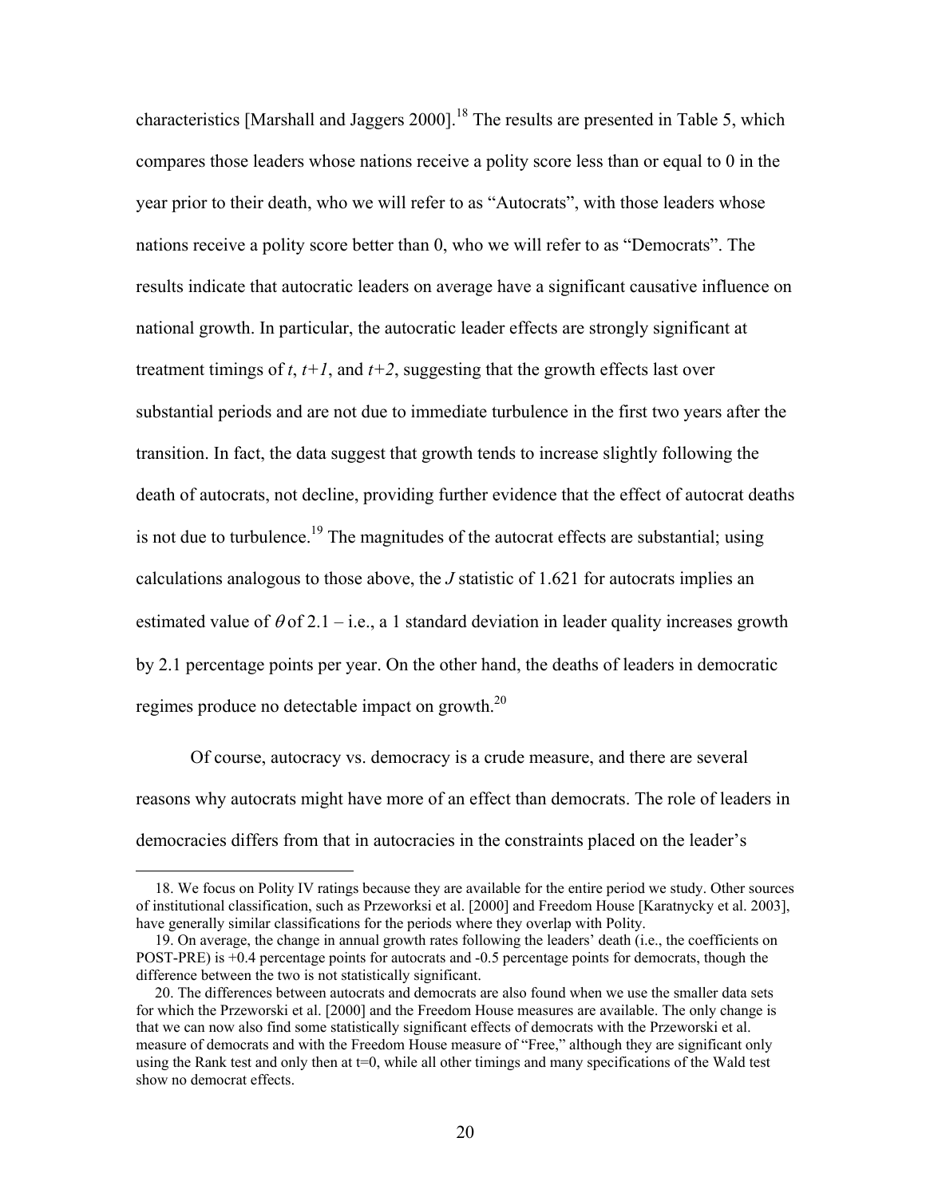characteristics [Marshall and Jaggers 2000].[18] The results are presented in Table 5, which compares those leaders whose nations receive a polity score less than or equal to 0 in the year prior to their death, who we will refer to as "Autocrats", with those leaders whose nations receive a polity score better than 0, who we will refer to as "Democrats". The results indicate that autocratic leaders on average have a significant causative influence on national growth. In particular, the autocratic leader effects are strongly significant at treatment timings of *t*, *t+1*, and *t+2*, suggesting that the growth effects last over substantial periods and are not due to immediate turbulence in the first two years after the transition. In fact, the data suggest that growth tends to increase slightly following the death of autocrats, not decline, providing further evidence that the effect of autocrat deaths is not due to turbulence.[19] The magnitudes of the autocrat effects are substantial; using calculations analogous to those above, the *J* statistic of 1.621 for autocrats implies an estimated value of $\theta$ of 2.1 – i.e., a 1 standard deviation in leader quality increases growth by 2.1 percentage points per year. On the other hand, the deaths of leaders in democratic regimes produce no detectable impact on growth.[20]

Of course, autocracy vs. democracy is a crude measure, and there are several reasons why autocrats might have more of an effect than democrats. The role of leaders in democracies differs from that in autocracies in the constraints placed on the leader's

18. We focus on Polity IV ratings because they are available for the entire period we study. Other sources of institutional classification, such as Przeworksi et al. [2000] and Freedom House [Karatnycky et al. 2003], have generally similar classifications for the periods where they overlap with Polity.

19. On average, the change in annual growth rates following the leaders' death (i.e., the coefficients on POST-PRE) is +0.4 percentage points for autocrats and -0.5 percentage points for democrats, though the difference between the two is not statistically significant.

20. The differences between autocrats and democrats are also found when we use the smaller data sets for which the Przeworski et al. [2000] and the Freedom House measures are available. The only change is that we can now also find some statistically significant effects of democrats with the Przeworski et al. measure of democrats and with the Freedom House measure of "Free," although they are significant only using the Rank test and only then at t=0, while all other timings and many specifications of the Wald test show no democrat effects.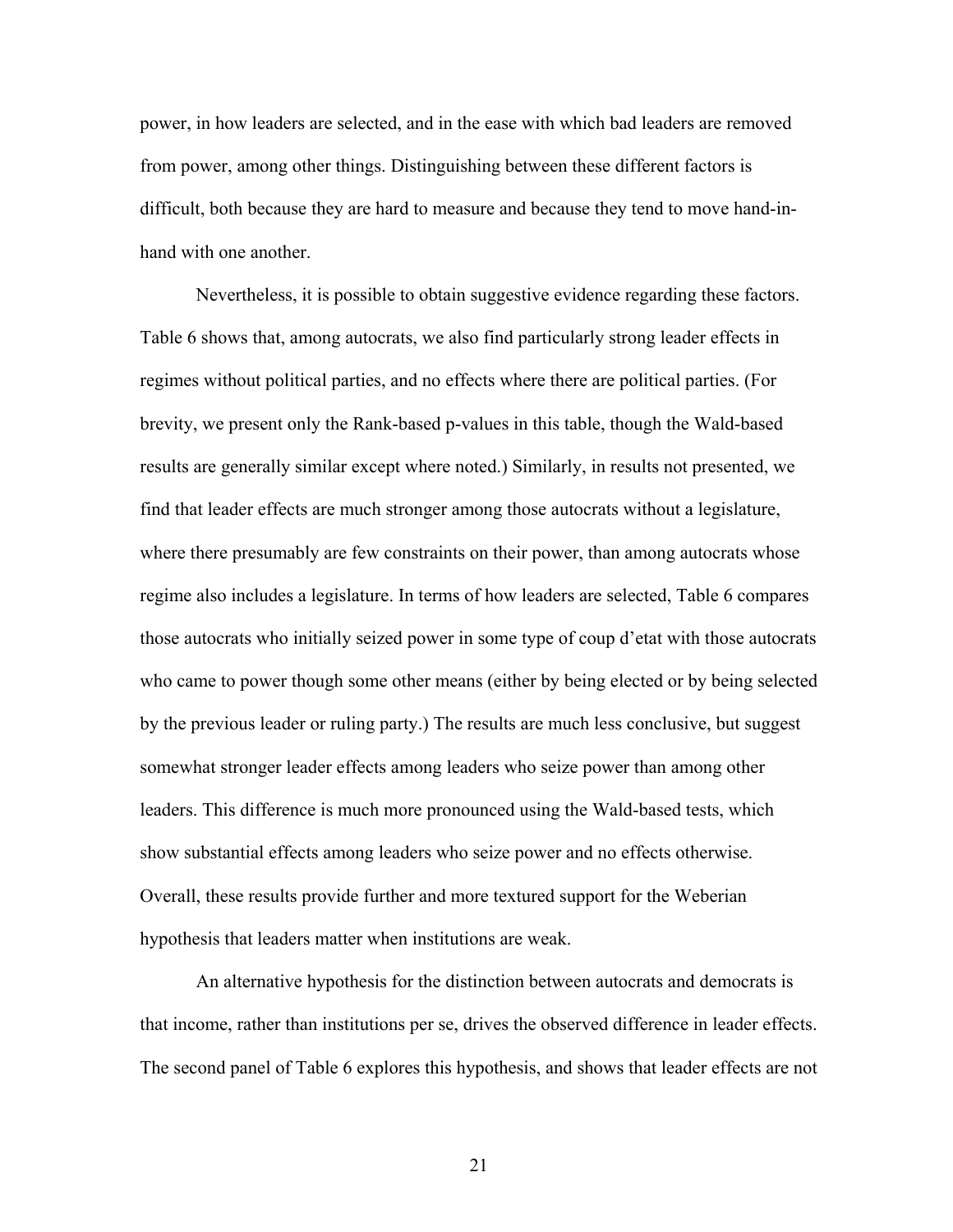power, in how leaders are selected, and in the ease with which bad leaders are removed from power, among other things. Distinguishing between these different factors is difficult, both because they are hard to measure and because they tend to move hand-in-hand with one another.

Nevertheless, it is possible to obtain suggestive evidence regarding these factors. Table 6 shows that, among autocrats, we also find particularly strong leader effects in regimes without political parties, and no effects where there are political parties. (For brevity, we present only the Rank-based p-values in this table, though the Wald-based results are generally similar except where noted.) Similarly, in results not presented, we find that leader effects are much stronger among those autocrats without a legislature, where there presumably are few constraints on their power, than among autocrats whose regime also includes a legislature. In terms of how leaders are selected, Table 6 compares those autocrats who initially seized power in some type of coup d'etat with those autocrats who came to power though some other means (either by being elected or by being selected by the previous leader or ruling party.) The results are much less conclusive, but suggest somewhat stronger leader effects among leaders who seize power than among other leaders. This difference is much more pronounced using the Wald-based tests, which show substantial effects among leaders who seize power and no effects otherwise. Overall, these results provide further and more textured support for the Weberian hypothesis that leaders matter when institutions are weak.

An alternative hypothesis for the distinction between autocrats and democrats is that income, rather than institutions per se, drives the observed difference in leader effects. The second panel of Table 6 explores this hypothesis, and shows that leader effects are not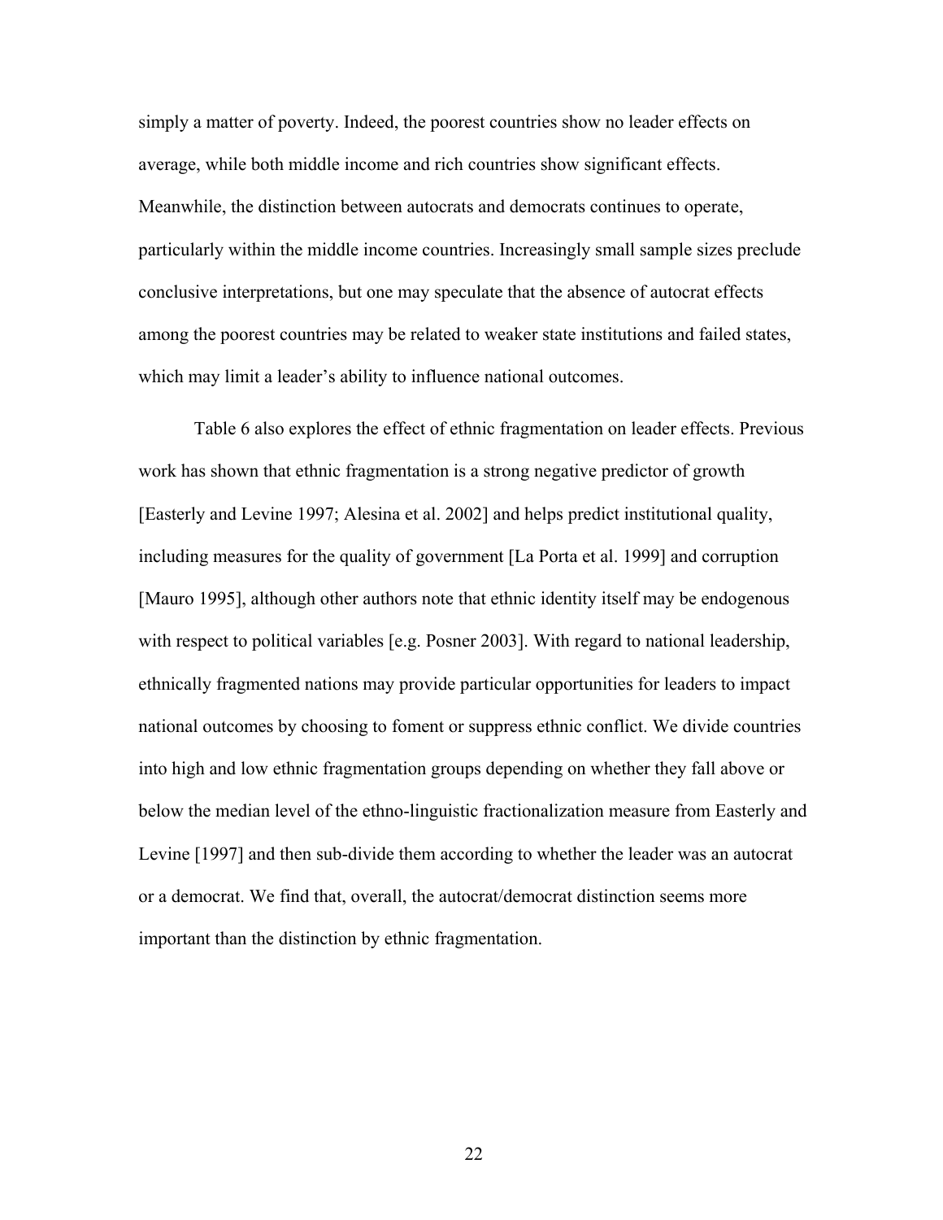simply a matter of poverty. Indeed, the poorest countries show no leader effects on average, while both middle income and rich countries show significant effects. Meanwhile, the distinction between autocrats and democrats continues to operate, particularly within the middle income countries. Increasingly small sample sizes preclude conclusive interpretations, but one may speculate that the absence of autocrat effects among the poorest countries may be related to weaker state institutions and failed states, which may limit a leader's ability to influence national outcomes.

Table 6 also explores the effect of ethnic fragmentation on leader effects. Previous work has shown that ethnic fragmentation is a strong negative predictor of growth [Easterly and Levine 1997; Alesina et al. 2002] and helps predict institutional quality, including measures for the quality of government [La Porta et al. 1999] and corruption [Mauro 1995], although other authors note that ethnic identity itself may be endogenous with respect to political variables [e.g. Posner 2003]. With regard to national leadership, ethnically fragmented nations may provide particular opportunities for leaders to impact national outcomes by choosing to foment or suppress ethnic conflict. We divide countries into high and low ethnic fragmentation groups depending on whether they fall above or below the median level of the ethno-linguistic fractionalization measure from Easterly and Levine [1997] and then sub-divide them according to whether the leader was an autocrat or a democrat. We find that, overall, the autocrat/democrat distinction seems more important than the distinction by ethnic fragmentation.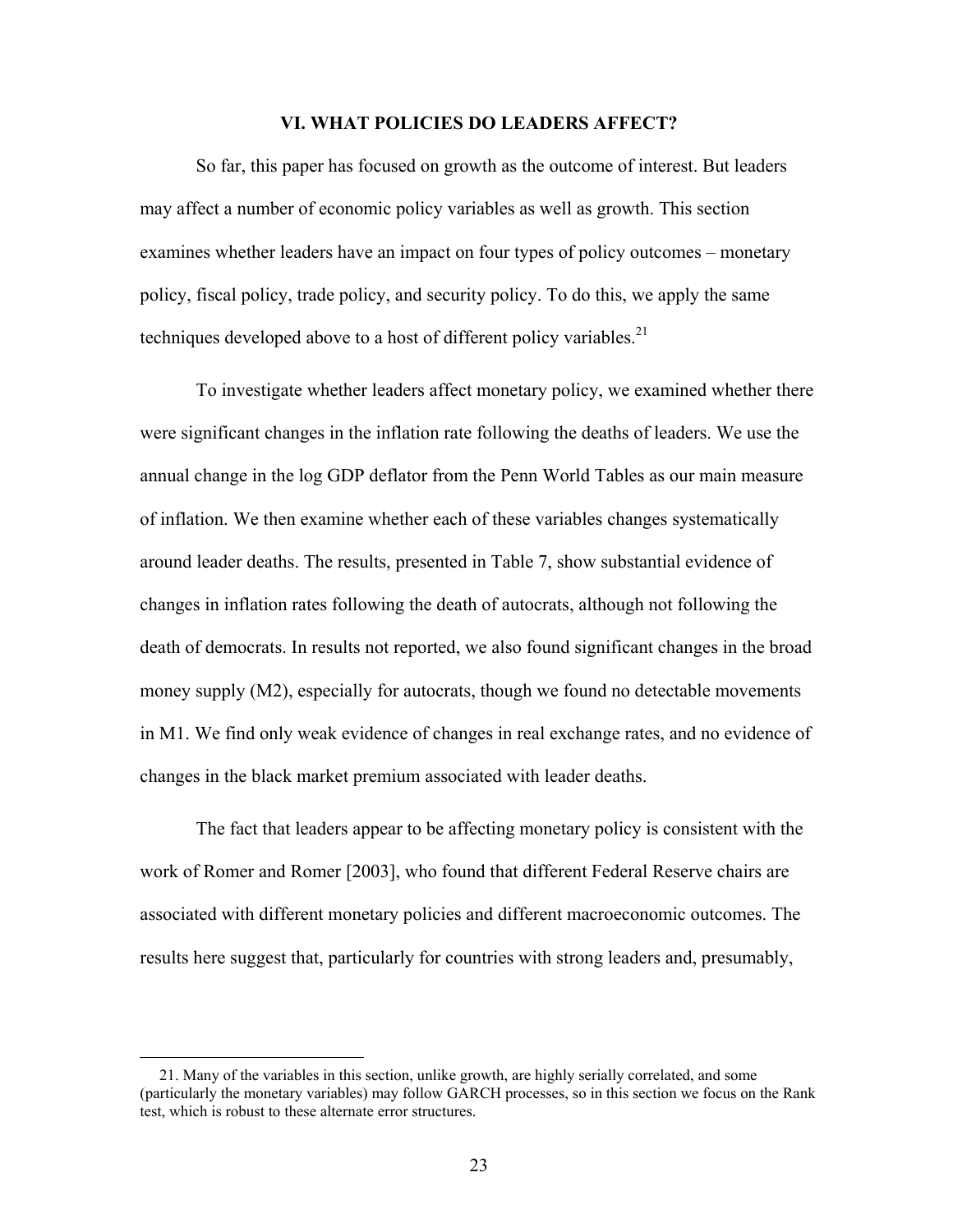## VI. WHAT POLICIES DO LEADERS AFFECT?

So far, this paper has focused on growth as the outcome of interest. But leaders may affect a number of economic policy variables as well as growth. This section examines whether leaders have an impact on four types of policy outcomes – monetary policy, fiscal policy, trade policy, and security policy. To do this, we apply the same techniques developed above to a host of different policy variables.[21]

To investigate whether leaders affect monetary policy, we examined whether there were significant changes in the inflation rate following the deaths of leaders. We use the annual change in the log GDP deflator from the Penn World Tables as our main measure of inflation. We then examine whether each of these variables changes systematically around leader deaths. The results, presented in Table 7, show substantial evidence of changes in inflation rates following the death of autocrats, although not following the death of democrats. In results not reported, we also found significant changes in the broad money supply (M2), especially for autocrats, though we found no detectable movements in M1. We find only weak evidence of changes in real exchange rates, and no evidence of changes in the black market premium associated with leader deaths.

The fact that leaders appear to be affecting monetary policy is consistent with the work of Romer and Romer [2003], who found that different Federal Reserve chairs are associated with different monetary policies and different macroeconomic outcomes. The results here suggest that, particularly for countries with strong leaders and, presumably,

21. Many of the variables in this section, unlike growth, are highly serially correlated, and some (particularly the monetary variables) may follow GARCH processes, so in this section we focus on the Rank test, which is robust to these alternate error structures.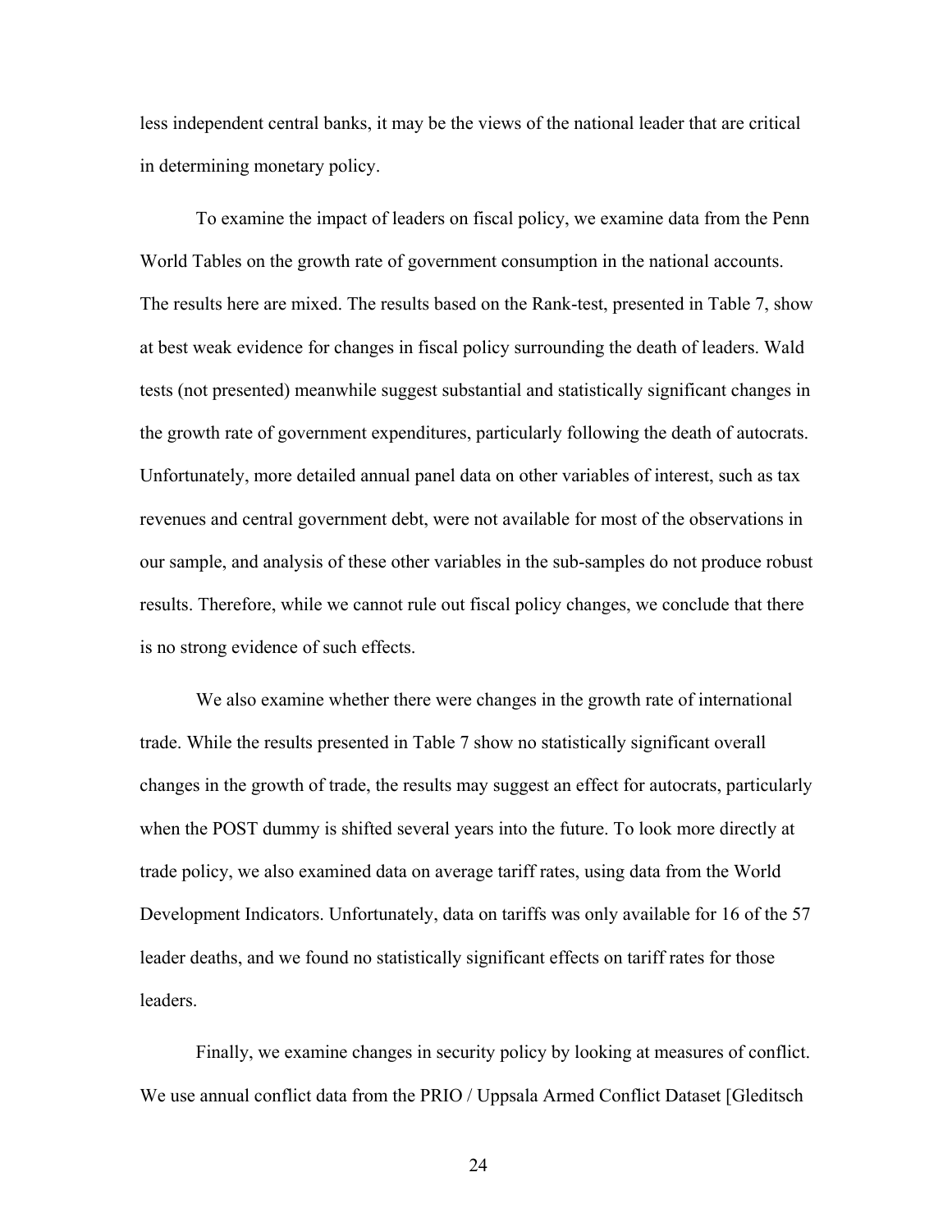less independent central banks, it may be the views of the national leader that are critical in determining monetary policy.

To examine the impact of leaders on fiscal policy, we examine data from the Penn World Tables on the growth rate of government consumption in the national accounts. The results here are mixed. The results based on the Rank-test, presented in Table 7, show at best weak evidence for changes in fiscal policy surrounding the death of leaders. Wald tests (not presented) meanwhile suggest substantial and statistically significant changes in the growth rate of government expenditures, particularly following the death of autocrats. Unfortunately, more detailed annual panel data on other variables of interest, such as tax revenues and central government debt, were not available for most of the observations in our sample, and analysis of these other variables in the sub-samples do not produce robust results. Therefore, while we cannot rule out fiscal policy changes, we conclude that there is no strong evidence of such effects.

We also examine whether there were changes in the growth rate of international trade. While the results presented in Table 7 show no statistically significant overall changes in the growth of trade, the results may suggest an effect for autocrats, particularly when the POST dummy is shifted several years into the future. To look more directly at trade policy, we also examined data on average tariff rates, using data from the World Development Indicators. Unfortunately, data on tariffs was only available for 16 of the 57 leader deaths, and we found no statistically significant effects on tariff rates for those leaders.

Finally, we examine changes in security policy by looking at measures of conflict. We use annual conflict data from the PRIO / Uppsala Armed Conflict Dataset [Gleditsch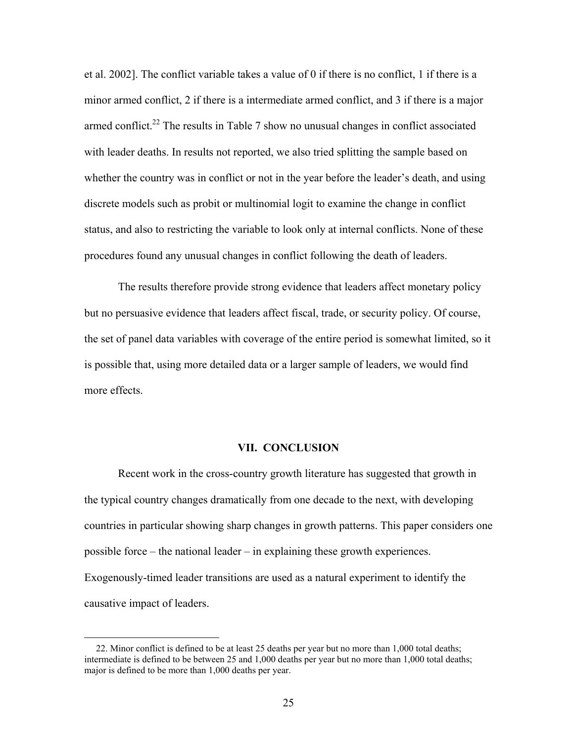et al. 2002]. The conflict variable takes a value of 0 if there is no conflict, 1 if there is a minor armed conflict, 2 if there is a intermediate armed conflict, and 3 if there is a major armed conflict.[22] The results in Table 7 show no unusual changes in conflict associated with leader deaths. In results not reported, we also tried splitting the sample based on whether the country was in conflict or not in the year before the leader's death, and using discrete models such as probit or multinomial logit to examine the change in conflict status, and also to restricting the variable to look only at internal conflicts. None of these procedures found any unusual changes in conflict following the death of leaders.

The results therefore provide strong evidence that leaders affect monetary policy but no persuasive evidence that leaders affect fiscal, trade, or security policy. Of course, the set of panel data variables with coverage of the entire period is somewhat limited, so it is possible that, using more detailed data or a larger sample of leaders, we would find more effects.

## VII. CONCLUSION

Recent work in the cross-country growth literature has suggested that growth in the typical country changes dramatically from one decade to the next, with developing countries in particular showing sharp changes in growth patterns. This paper considers one possible force – the national leader – in explaining these growth experiences. Exogenously-timed leader transitions are used as a natural experiment to identify the causative impact of leaders.

---

22. Minor conflict is defined to be at least 25 deaths per year but no more than 1,000 total deaths; intermediate is defined to be between 25 and 1,000 deaths per year but no more than 1,000 total deaths; major is defined to be more than 1,000 deaths per year.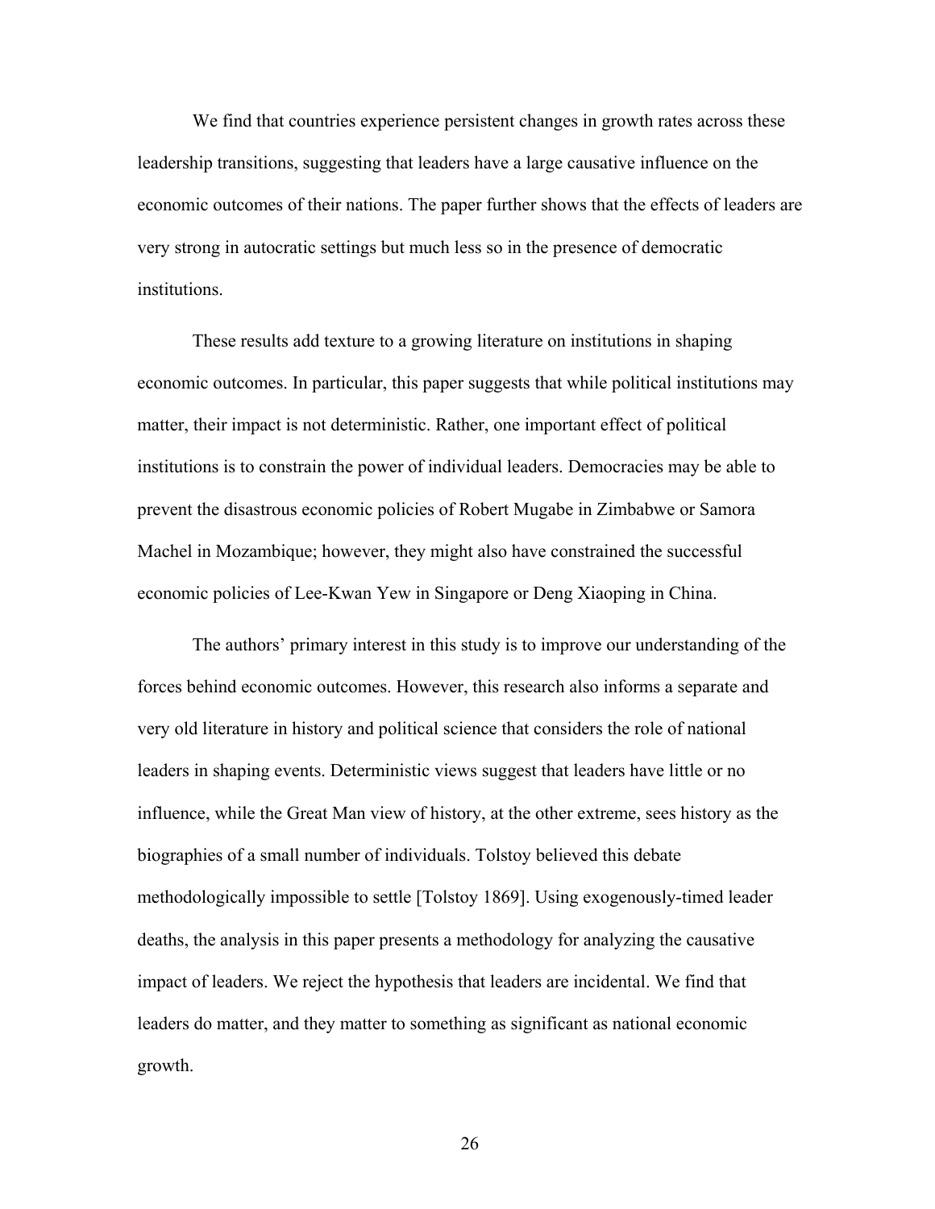We find that countries experience persistent changes in growth rates across these leadership transitions, suggesting that leaders have a large causative influence on the economic outcomes of their nations. The paper further shows that the effects of leaders are very strong in autocratic settings but much less so in the presence of democratic institutions.

These results add texture to a growing literature on institutions in shaping economic outcomes. In particular, this paper suggests that while political institutions may matter, their impact is not deterministic. Rather, one important effect of political institutions is to constrain the power of individual leaders. Democracies may be able to prevent the disastrous economic policies of Robert Mugabe in Zimbabwe or Samora Machel in Mozambique; however, they might also have constrained the successful economic policies of Lee-Kwan Yew in Singapore or Deng Xiaoping in China.

The authors' primary interest in this study is to improve our understanding of the forces behind economic outcomes. However, this research also informs a separate and very old literature in history and political science that considers the role of national leaders in shaping events. Deterministic views suggest that leaders have little or no influence, while the Great Man view of history, at the other extreme, sees history as the biographies of a small number of individuals. Tolstoy believed this debate methodologically impossible to settle [Tolstoy 1869]. Using exogenously-timed leader deaths, the analysis in this paper presents a methodology for analyzing the causative impact of leaders. We reject the hypothesis that leaders are incidental. We find that leaders do matter, and they matter to something as significant as national economic growth.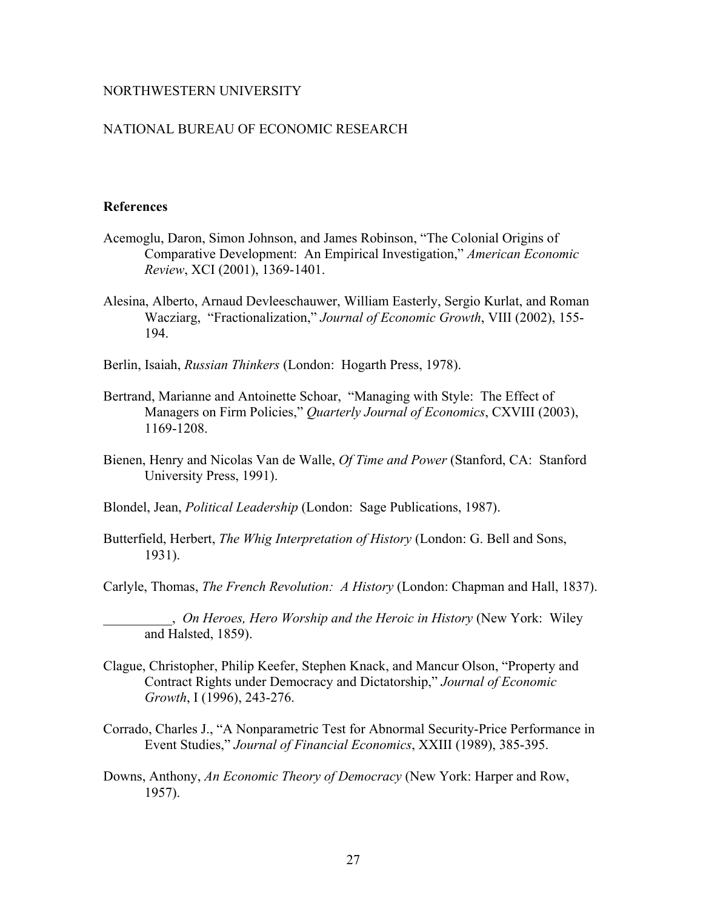NORTHWESTERN UNIVERSITY

NATIONAL BUREAU OF ECONOMIC RESEARCH

**References**

Acemoglu, Daron, Simon Johnson, and James Robinson, "The Colonial Origins of Comparative Development: An Empirical Investigation," *American Economic Review*, XCI (2001), 1369-1401.

Alesina, Alberto, Arnaud Devleeschauwer, William Easterly, Sergio Kurlat, and Roman Wacziarg, "Fractionalization," *Journal of Economic Growth*, VIII (2002), 155-194.

Berlin, Isaiah, *Russian Thinkers* (London: Hogarth Press, 1978).

Bertrand, Marianne and Antoinette Schoar, "Managing with Style: The Effect of Managers on Firm Policies," *Quarterly Journal of Economics*, CXVIII (2003), 1169-1208.

Bienen, Henry and Nicolas Van de Walle, *Of Time and Power* (Stanford, CA: Stanford University Press, 1991).

Blondel, Jean, *Political Leadership* (London: Sage Publications, 1987).

Butterfield, Herbert, *The Whig Interpretation of History* (London: G. Bell and Sons, 1931).

Carlyle, Thomas, *The French Revolution: A History* (London: Chapman and Hall, 1837).

__________, *On Heroes, Hero Worship and the Heroic in History* (New York: Wiley and Halsted, 1859).

Clague, Christopher, Philip Keefer, Stephen Knack, and Mancur Olson, "Property and Contract Rights under Democracy and Dictatorship," *Journal of Economic Growth*, I (1996), 243-276.

Corrado, Charles J., "A Nonparametric Test for Abnormal Security-Price Performance in Event Studies," *Journal of Financial Economics*, XXIII (1989), 385-395.

Downs, Anthony, *An Economic Theory of Democracy* (New York: Harper and Row, 1957).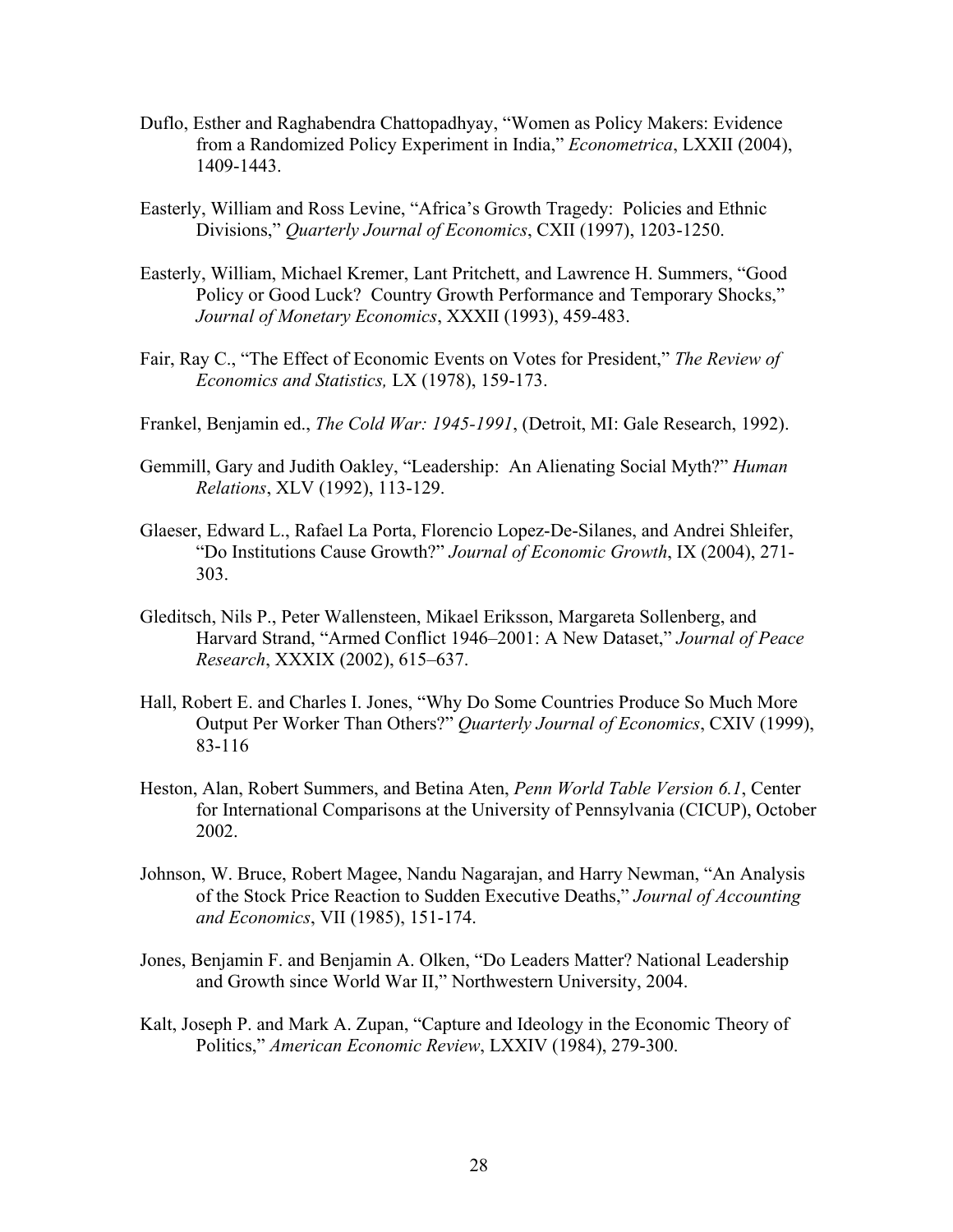Duflo, Esther and Raghabendra Chattopadhyay, "Women as Policy Makers: Evidence from a Randomized Policy Experiment in India," *Econometrica*, LXXII (2004), 1409-1443.

Easterly, William and Ross Levine, "Africa's Growth Tragedy: Policies and Ethnic Divisions," *Quarterly Journal of Economics*, CXII (1997), 1203-1250.

Easterly, William, Michael Kremer, Lant Pritchett, and Lawrence H. Summers, "Good Policy or Good Luck? Country Growth Performance and Temporary Shocks," *Journal of Monetary Economics*, XXXII (1993), 459-483.

Fair, Ray C., "The Effect of Economic Events on Votes for President," *The Review of Economics and Statistics,* LX (1978), 159-173.

Frankel, Benjamin ed., *The Cold War: 1945-1991*, (Detroit, MI: Gale Research, 1992).

Gemmill, Gary and Judith Oakley, "Leadership: An Alienating Social Myth?" *Human Relations*, XLV (1992), 113-129.

Glaeser, Edward L., Rafael La Porta, Florencio Lopez-De-Silanes, and Andrei Shleifer, "Do Institutions Cause Growth?" *Journal of Economic Growth*, IX (2004), 271-303.

Gleditsch, Nils P., Peter Wallensteen, Mikael Eriksson, Margareta Sollenberg, and Harvard Strand, "Armed Conflict 1946–2001: A New Dataset," *Journal of Peace Research*, XXXIX (2002), 615–637.

Hall, Robert E. and Charles I. Jones, "Why Do Some Countries Produce So Much More Output Per Worker Than Others?" *Quarterly Journal of Economics*, CXIV (1999), 83-116

Heston, Alan, Robert Summers, and Betina Aten, *Penn World Table Version 6.1*, Center for International Comparisons at the University of Pennsylvania (CICUP), October 2002.

Johnson, W. Bruce, Robert Magee, Nandu Nagarajan, and Harry Newman, "An Analysis of the Stock Price Reaction to Sudden Executive Deaths," *Journal of Accounting and Economics*, VII (1985), 151-174.

Jones, Benjamin F. and Benjamin A. Olken, "Do Leaders Matter? National Leadership and Growth since World War II," Northwestern University, 2004.

Kalt, Joseph P. and Mark A. Zupan, "Capture and Ideology in the Economic Theory of Politics," *American Economic Review*, LXXIV (1984), 279-300.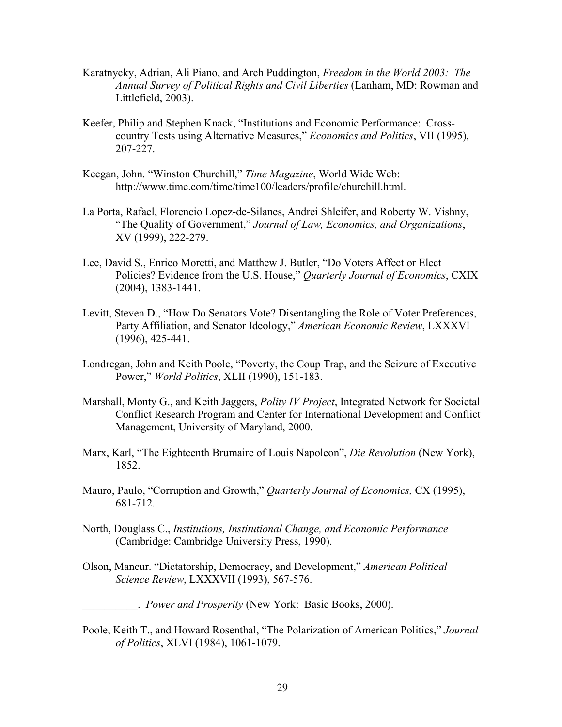Karatnycky, Adrian, Ali Piano, and Arch Puddington, *Freedom in the World 2003: The Annual Survey of Political Rights and Civil Liberties* (Lanham, MD: Rowman and Littlefield, 2003).

Keefer, Philip and Stephen Knack, "Institutions and Economic Performance: Cross-country Tests using Alternative Measures," *Economics and Politics*, VII (1995), 207-227.

Keegan, John. "Winston Churchill," *Time Magazine*, World Wide Web: http://www.time.com/time/time100/leaders/profile/churchill.html.

La Porta, Rafael, Florencio Lopez-de-Silanes, Andrei Shleifer, and Roberty W. Vishny, "The Quality of Government," *Journal of Law, Economics, and Organizations*, XV (1999), 222-279.

Lee, David S., Enrico Moretti, and Matthew J. Butler, "Do Voters Affect or Elect Policies? Evidence from the U.S. House," *Quarterly Journal of Economics*, CXIX (2004), 1383-1441.

Levitt, Steven D., "How Do Senators Vote? Disentangling the Role of Voter Preferences, Party Affiliation, and Senator Ideology," *American Economic Review*, LXXXVI (1996), 425-441.

Londregan, John and Keith Poole, "Poverty, the Coup Trap, and the Seizure of Executive Power," *World Politics*, XLII (1990), 151-183.

Marshall, Monty G., and Keith Jaggers, *Polity IV Project*, Integrated Network for Societal Conflict Research Program and Center for International Development and Conflict Management, University of Maryland, 2000.

Marx, Karl, "The Eighteenth Brumaire of Louis Napoleon", *Die Revolution* (New York), 1852.

Mauro, Paulo, "Corruption and Growth," *Quarterly Journal of Economics,* CX (1995), 681-712.

North, Douglass C., *Institutions, Institutional Change, and Economic Performance* (Cambridge: Cambridge University Press, 1990).

Olson, Mancur. "Dictatorship, Democracy, and Development," *American Political Science Review*, LXXXVII (1993), 567-576.

__________. *Power and Prosperity* (New York: Basic Books, 2000).

Poole, Keith T., and Howard Rosenthal, "The Polarization of American Politics," *Journal of Politics*, XLVI (1984), 1061-1079.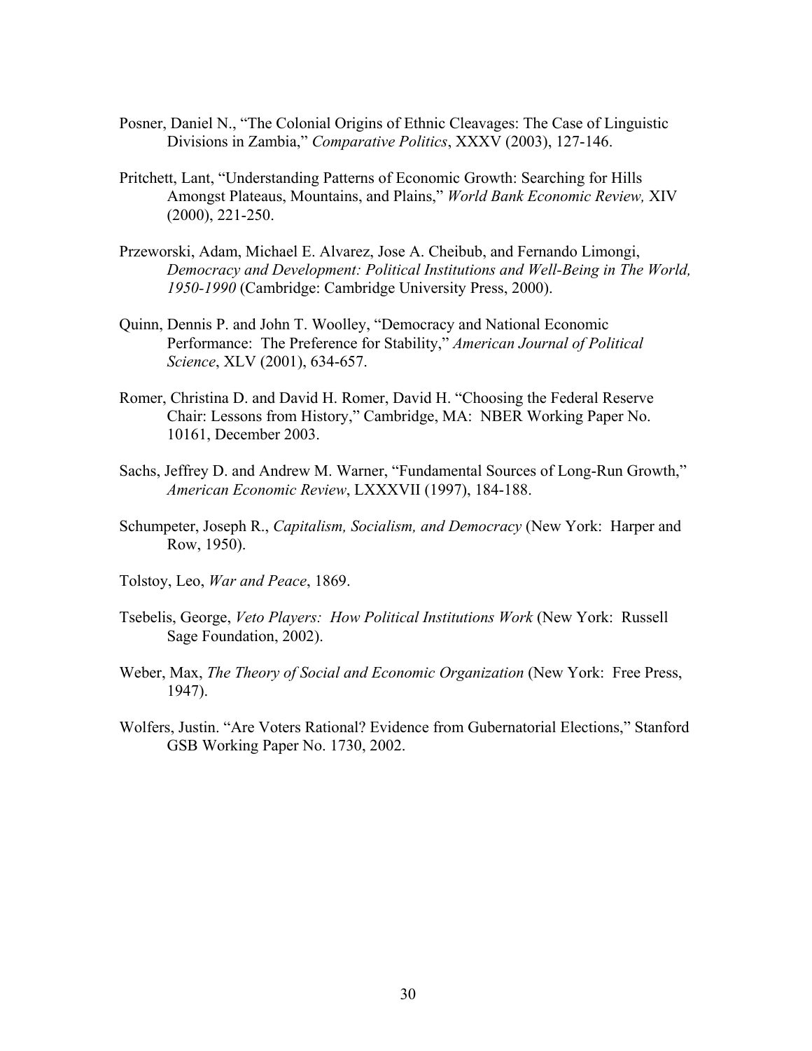Posner, Daniel N., “The Colonial Origins of Ethnic Cleavages: The Case of Linguistic Divisions in Zambia,” *Comparative Politics*, XXXV (2003), 127-146.

Pritchett, Lant, “Understanding Patterns of Economic Growth: Searching for Hills Amongst Plateaus, Mountains, and Plains,” *World Bank Economic Review,* XIV (2000), 221-250.

Przeworski, Adam, Michael E. Alvarez, Jose A. Cheibub, and Fernando Limongi, *Democracy and Development: Political Institutions and Well-Being in The World, 1950-1990* (Cambridge: Cambridge University Press, 2000).

Quinn, Dennis P. and John T. Woolley, “Democracy and National Economic Performance: The Preference for Stability,” *American Journal of Political Science*, XLV (2001), 634-657.

Romer, Christina D. and David H. Romer, David H. “Choosing the Federal Reserve Chair: Lessons from History,” Cambridge, MA: NBER Working Paper No. 10161, December 2003.

Sachs, Jeffrey D. and Andrew M. Warner, “Fundamental Sources of Long-Run Growth,” *American Economic Review*, LXXXVII (1997), 184-188.

Schumpeter, Joseph R., *Capitalism, Socialism, and Democracy* (New York: Harper and Row, 1950).

Tolstoy, Leo, *War and Peace*, 1869.

Tsebelis, George, *Veto Players: How Political Institutions Work* (New York: Russell Sage Foundation, 2002).

Weber, Max, *The Theory of Social and Economic Organization* (New York: Free Press, 1947).

Wolfers, Justin. “Are Voters Rational? Evidence from Gubernatorial Elections,” Stanford GSB Working Paper No. 1730, 2002.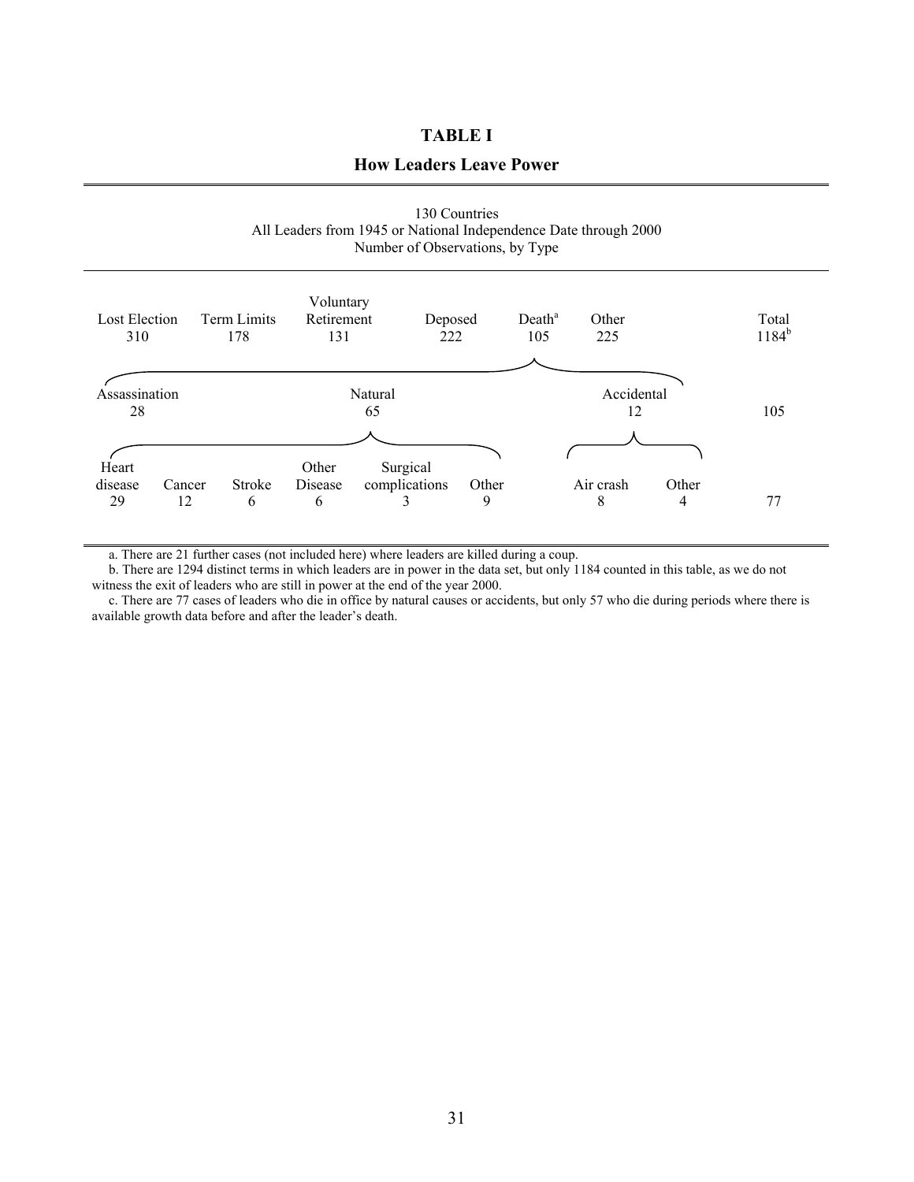# TABLE I

## How Leaders Leave Power

130 Countries
All Leaders from 1945 or National Independence Date through 2000
Number of Observations, by Type

| Lost Election | Term Limits | Voluntary Retirement | Deposed | Death[a] | Other | Total |
|---|---|---|---|---|---|---|
| 310 | 178 | 131 | 222 | 105 | 225 | 1184[b] |

Death[a] (105):

| Assassination | Natural | Accidental | Total |
|---|---|---|---|
| 28 | 65 | 12 | 105 |

Natural (65) and Accidental (12):

| Heart disease | Cancer | Stroke | Other Disease | Surgical complications | Other | Air crash | Other | Total |
|---|---|---|---|---|---|---|---|---|
| 29 | 12 | 6 | 6 | 3 | 9 | 8 | 4 | 77 |

a. There are 21 further cases (not included here) where leaders are killed during a coup.

b. There are 1294 distinct terms in which leaders are in power in the data set, but only 1184 counted in this table, as we do not witness the exit of leaders who are still in power at the end of the year 2000.

c. There are 77 cases of leaders who die in office by natural causes or accidents, but only 57 who die during periods where there is available growth data before and after the leader's death.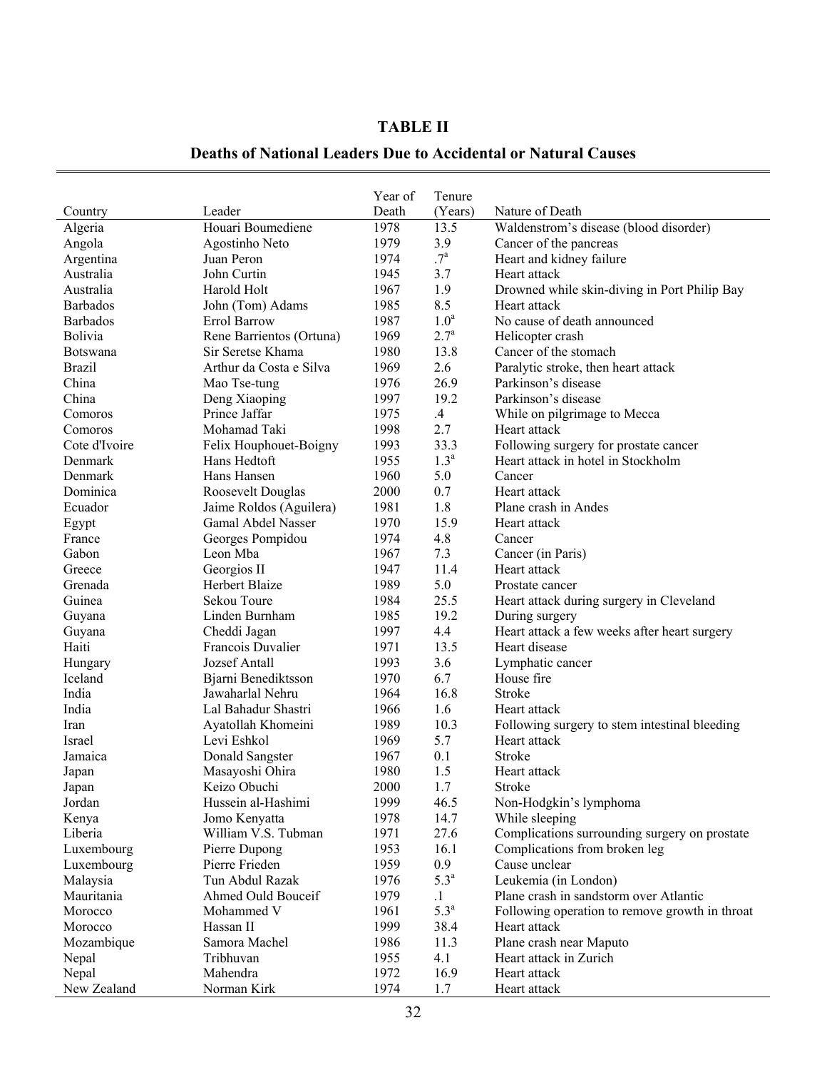**TABLE II**

**Deaths of National Leaders Due to Accidental or Natural Causes**

| Country | Leader | Year of Death | Tenure (Years) | Nature of Death |
|---|---|---|---|---|
| Algeria | Houari Boumediene | 1978 | 13.5 | Waldenstrom's disease (blood disorder) |
| Angola | Agostinho Neto | 1979 | 3.9 | Cancer of the pancreas |
| Argentina | Juan Peron | 1974 | .7[a] | Heart and kidney failure |
| Australia | John Curtin | 1945 | 3.7 | Heart attack |
| Australia | Harold Holt | 1967 | 1.9 | Drowned while skin-diving in Port Philip Bay |
| Barbados | John (Tom) Adams | 1985 | 8.5 | Heart attack |
| Barbados | Errol Barrow | 1987 | 1.0[a] | No cause of death announced |
| Bolivia | Rene Barrientos (Ortuna) | 1969 | 2.7[a] | Helicopter crash |
| Botswana | Sir Seretse Khama | 1980 | 13.8 | Cancer of the stomach |
| Brazil | Arthur da Costa e Silva | 1969 | 2.6 | Paralytic stroke, then heart attack |
| China | Mao Tse-tung | 1976 | 26.9 | Parkinson's disease |
| China | Deng Xiaoping | 1997 | 19.2 | Parkinson's disease |
| Comoros | Prince Jaffar | 1975 | .4 | While on pilgrimage to Mecca |
| Comoros | Mohamad Taki | 1998 | 2.7 | Heart attack |
| Cote d'Ivoire | Felix Houphouet-Boigny | 1993 | 33.3 | Following surgery for prostate cancer |
| Denmark | Hans Hedtoft | 1955 | 1.3[a] | Heart attack in hotel in Stockholm |
| Denmark | Hans Hansen | 1960 | 5.0 | Cancer |
| Dominica | Roosevelt Douglas | 2000 | 0.7 | Heart attack |
| Ecuador | Jaime Roldos (Aguilera) | 1981 | 1.8 | Plane crash in Andes |
| Egypt | Gamal Abdel Nasser | 1970 | 15.9 | Heart attack |
| France | Georges Pompidou | 1974 | 4.8 | Cancer |
| Gabon | Leon Mba | 1967 | 7.3 | Cancer (in Paris) |
| Greece | Georgios II | 1947 | 11.4 | Heart attack |
| Grenada | Herbert Blaize | 1989 | 5.0 | Prostate cancer |
| Guinea | Sekou Toure | 1984 | 25.5 | Heart attack during surgery in Cleveland |
| Guyana | Linden Burnham | 1985 | 19.2 | During surgery |
| Guyana | Cheddi Jagan | 1997 | 4.4 | Heart attack a few weeks after heart surgery |
| Haiti | Francois Duvalier | 1971 | 13.5 | Heart disease |
| Hungary | Jozsef Antall | 1993 | 3.6 | Lymphatic cancer |
| Iceland | Bjarni Benediktsson | 1970 | 6.7 | House fire |
| India | Jawaharlal Nehru | 1964 | 16.8 | Stroke |
| India | Lal Bahadur Shastri | 1966 | 1.6 | Heart attack |
| Iran | Ayatollah Khomeini | 1989 | 10.3 | Following surgery to stem intestinal bleeding |
| Israel | Levi Eshkol | 1969 | 5.7 | Heart attack |
| Jamaica | Donald Sangster | 1967 | 0.1 | Stroke |
| Japan | Masayoshi Ohira | 1980 | 1.5 | Heart attack |
| Japan | Keizo Obuchi | 2000 | 1.7 | Stroke |
| Jordan | Hussein al-Hashimi | 1999 | 46.5 | Non-Hodgkin's lymphoma |
| Kenya | Jomo Kenyatta | 1978 | 14.7 | While sleeping |
| Liberia | William V.S. Tubman | 1971 | 27.6 | Complications surrounding surgery on prostate |
| Luxembourg | Pierre Dupong | 1953 | 16.1 | Complications from broken leg |
| Luxembourg | Pierre Frieden | 1959 | 0.9 | Cause unclear |
| Malaysia | Tun Abdul Razak | 1976 | 5.3[a] | Leukemia (in London) |
| Mauritania | Ahmed Ould Bouceif | 1979 | .1 | Plane crash in sandstorm over Atlantic |
| Morocco | Mohammed V | 1961 | 5.3[a] | Following operation to remove growth in throat |
| Morocco | Hassan II | 1999 | 38.4 | Heart attack |
| Mozambique | Samora Machel | 1986 | 11.3 | Plane crash near Maputo |
| Nepal | Tribhuvan | 1955 | 4.1 | Heart attack in Zurich |
| Nepal | Mahendra | 1972 | 16.9 | Heart attack |
| New Zealand | Norman Kirk | 1974 | 1.7 | Heart attack |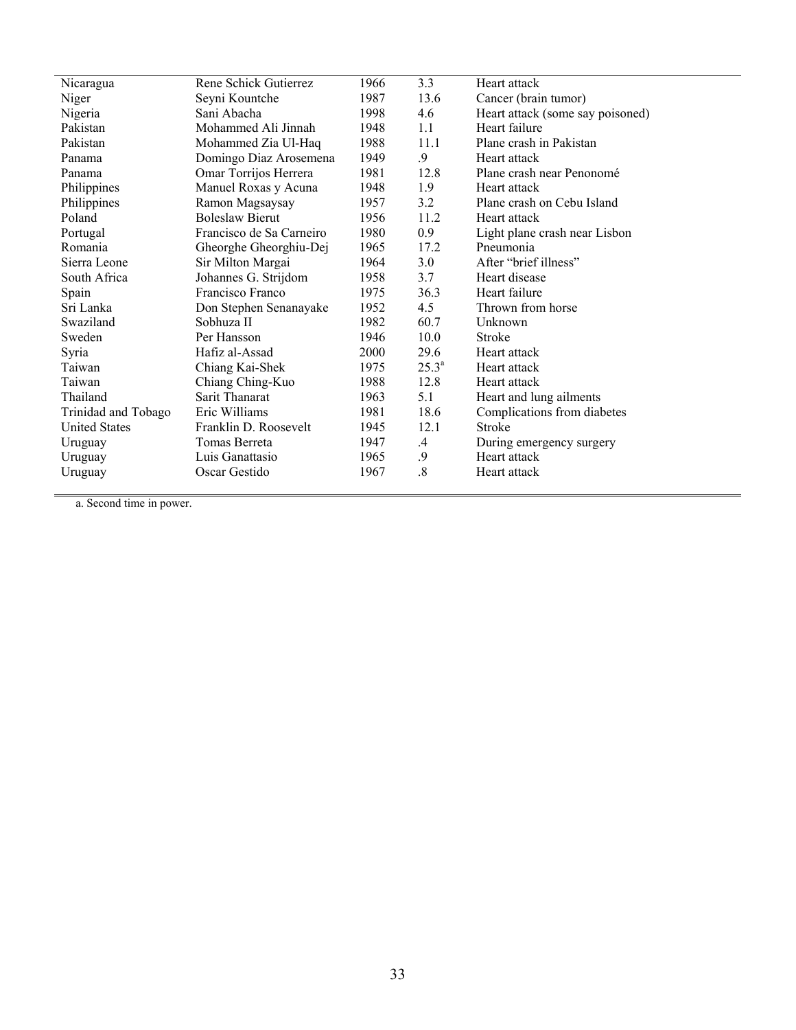| | | | | |
|---|---|---|---|---|
| Nicaragua | Rene Schick Gutierrez | 1966 | 3.3 | Heart attack |
| Niger | Seyni Kountche | 1987 | 13.6 | Cancer (brain tumor) |
| Nigeria | Sani Abacha | 1998 | 4.6 | Heart attack (some say poisoned) |
| Pakistan | Mohammed Ali Jinnah | 1948 | 1.1 | Heart failure |
| Pakistan | Mohammed Zia Ul-Haq | 1988 | 11.1 | Plane crash in Pakistan |
| Panama | Domingo Diaz Arosemena | 1949 | .9 | Heart attack |
| Panama | Omar Torrijos Herrera | 1981 | 12.8 | Plane crash near Penonomé |
| Philippines | Manuel Roxas y Acuna | 1948 | 1.9 | Heart attack |
| Philippines | Ramon Magsaysay | 1957 | 3.2 | Plane crash on Cebu Island |
| Poland | Boleslaw Bierut | 1956 | 11.2 | Heart attack |
| Portugal | Francisco de Sa Carneiro | 1980 | 0.9 | Light plane crash near Lisbon |
| Romania | Gheorghe Gheorghiu-Dej | 1965 | 17.2 | Pneumonia |
| Sierra Leone | Sir Milton Margai | 1964 | 3.0 | After "brief illness" |
| South Africa | Johannes G. Strijdom | 1958 | 3.7 | Heart disease |
| Spain | Francisco Franco | 1975 | 36.3 | Heart failure |
| Sri Lanka | Don Stephen Senanayake | 1952 | 4.5 | Thrown from horse |
| Swaziland | Sobhuza II | 1982 | 60.7 | Unknown |
| Sweden | Per Hansson | 1946 | 10.0 | Stroke |
| Syria | Hafiz al-Assad | 2000 | 29.6 | Heart attack |
| Taiwan | Chiang Kai-Shek | 1975 | 25.3[a] | Heart attack |
| Taiwan | Chiang Ching-Kuo | 1988 | 12.8 | Heart attack |
| Thailand | Sarit Thanarat | 1963 | 5.1 | Heart and lung ailments |
| Trinidad and Tobago | Eric Williams | 1981 | 18.6 | Complications from diabetes |
| United States | Franklin D. Roosevelt | 1945 | 12.1 | Stroke |
| Uruguay | Tomas Berreta | 1947 | .4 | During emergency surgery |
| Uruguay | Luis Ganattasio | 1965 | .9 | Heart attack |
| Uruguay | Oscar Gestido | 1967 | .8 | Heart attack |

a. Second time in power.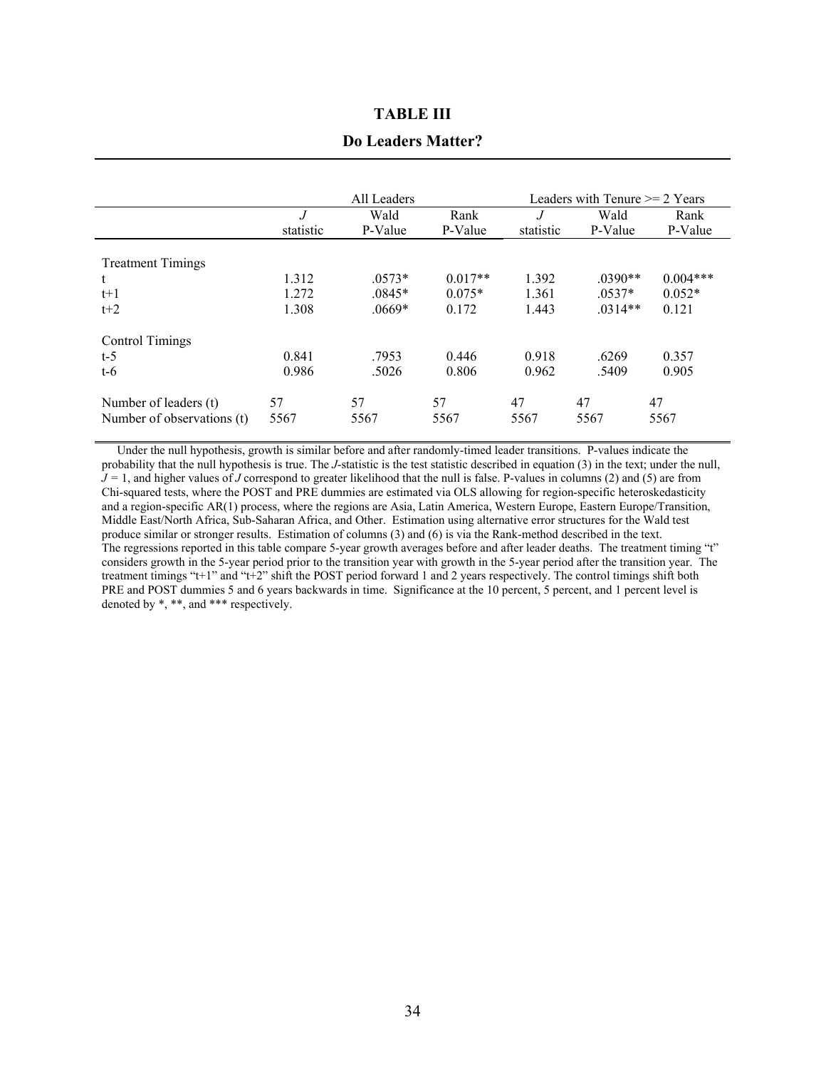## TABLE III

## Do Leaders Matter?

| | All Leaders | | | Leaders with Tenure >= 2 Years | | |
|---|---|---|---|---|---|---|
| | *J* statistic | Wald P-Value | Rank P-Value | *J* statistic | Wald P-Value | Rank P-Value |
| Treatment Timings | | | | | | |
| t | 1.312 | .0573* | 0.017** | 1.392 | .0390** | 0.004*** |
| t+1 | 1.272 | .0845* | 0.075* | 1.361 | .0537* | 0.052* |
| t+2 | 1.308 | .0669* | 0.172 | 1.443 | .0314** | 0.121 |
| Control Timings | | | | | | |
| t-5 | 0.841 | .7953 | 0.446 | 0.918 | .6269 | 0.357 |
| t-6 | 0.986 | .5026 | 0.806 | 0.962 | .5409 | 0.905 |
| Number of leaders (t) | 57 | 57 | 57 | 47 | 47 | 47 |
| Number of observations (t) | 5567 | 5567 | 5567 | 5567 | 5567 | 5567 |

Under the null hypothesis, growth is similar before and after randomly-timed leader transitions. P-values indicate the probability that the null hypothesis is true. The *J*-statistic is the test statistic described in equation (3) in the text; under the null, $J = 1$, and higher values of *J* correspond to greater likelihood that the null is false. P-values in columns (2) and (5) are from Chi-squared tests, where the POST and PRE dummies are estimated via OLS allowing for region-specific heteroskedasticity and a region-specific AR(1) process, where the regions are Asia, Latin America, Western Europe, Eastern Europe/Transition, Middle East/North Africa, Sub-Saharan Africa, and Other. Estimation using alternative error structures for the Wald test produce similar or stronger results. Estimation of columns (3) and (6) is via the Rank-method described in the text. The regressions reported in this table compare 5-year growth averages before and after leader deaths. The treatment timing "t" considers growth in the 5-year period prior to the transition year with growth in the 5-year period after the transition year. The treatment timings "t+1" and "t+2" shift the POST period forward 1 and 2 years respectively. The control timings shift both PRE and POST dummies 5 and 6 years backwards in time. Significance at the 10 percent, 5 percent, and 1 percent level is denoted by *, **, and *** respectively.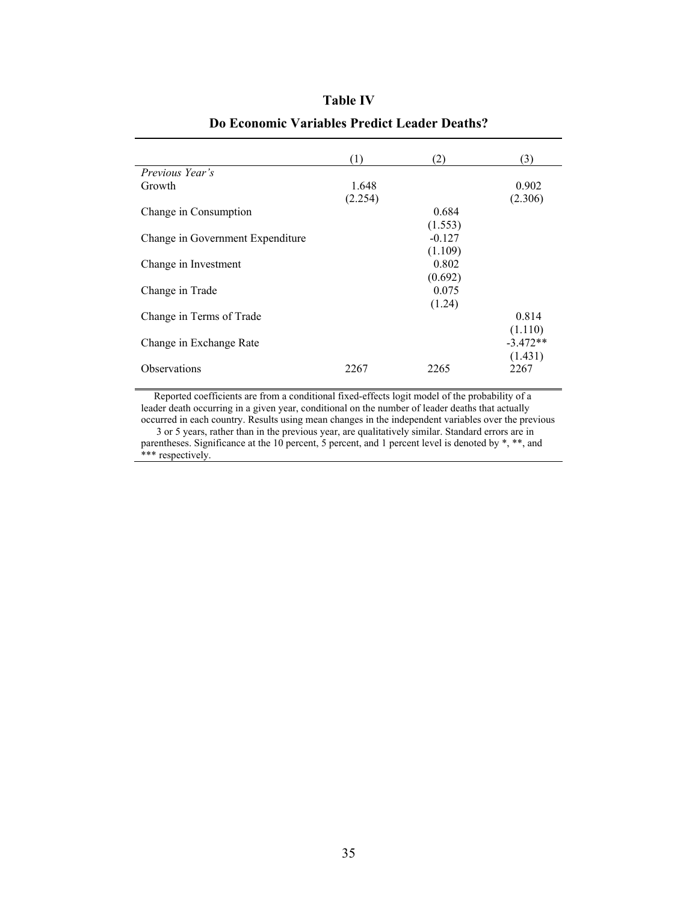# Table IV

## Do Economic Variables Predict Leader Deaths?

| | (1) | (2) | (3) |
|---|---|---|---|
| *Previous Year's* | | | |
| Growth | 1.648 | | 0.902 |
| | (2.254) | | (2.306) |
| Change in Consumption | | 0.684 | |
| | | (1.553) | |
| Change in Government Expenditure | | -0.127 | |
| | | (1.109) | |
| Change in Investment | | 0.802 | |
| | | (0.692) | |
| Change in Trade | | 0.075 | |
| | | (1.24) | |
| Change in Terms of Trade | | | 0.814 |
| | | | (1.110) |
| Change in Exchange Rate | | | -3.472** |
| | | | (1.431) |
| Observations | 2267 | 2265 | 2267 |

Reported coefficients are from a conditional fixed-effects logit model of the probability of a leader death occurring in a given year, conditional on the number of leader deaths that actually occurred in each country. Results using mean changes in the independent variables over the previous 3 or 5 years, rather than in the previous year, are qualitatively similar. Standard errors are in parentheses. Significance at the 10 percent, 5 percent, and 1 percent level is denoted by *, **, and *** respectively.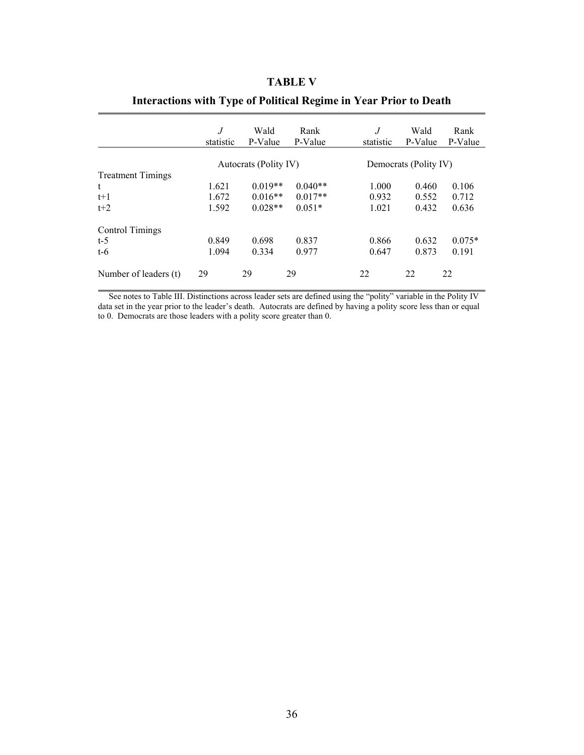# TABLE V

## Interactions with Type of Political Regime in Year Prior to Death

| | *J* statistic | Wald P-Value | Rank P-Value | *J* statistic | Wald P-Value | Rank P-Value |
|---|---|---|---|---|---|---|
| | Autocrats (Polity IV) | | | Democrats (Polity IV) | | |
| Treatment Timings | | | | | | |
| t | 1.621 | 0.019** | 0.040** | 1.000 | 0.460 | 0.106 |
| t+1 | 1.672 | 0.016** | 0.017** | 0.932 | 0.552 | 0.712 |
| t+2 | 1.592 | 0.028** | 0.051* | 1.021 | 0.432 | 0.636 |
| Control Timings | | | | | | |
| t-5 | 0.849 | 0.698 | 0.837 | 0.866 | 0.632 | 0.075* |
| t-6 | 1.094 | 0.334 | 0.977 | 0.647 | 0.873 | 0.191 |
| Number of leaders (t) | 29 | 29 | 29 | 22 | 22 | 22 |

See notes to Table III. Distinctions across leader sets are defined using the "polity" variable in the Polity IV data set in the year prior to the leader's death. Autocrats are defined by having a polity score less than or equal to 0. Democrats are those leaders with a polity score greater than 0.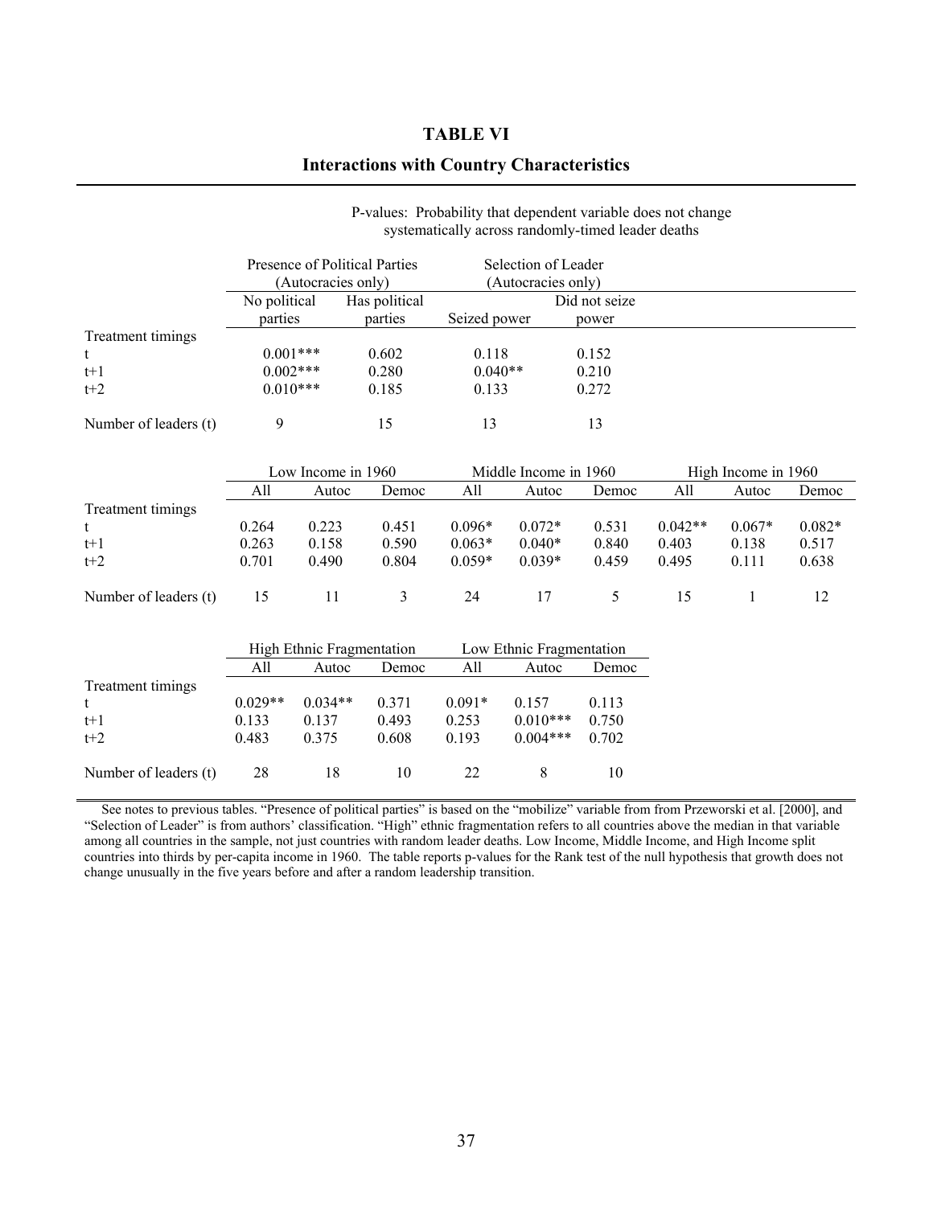# TABLE VI

## Interactions with Country Characteristics

P-values: Probability that dependent variable does not change systematically across randomly-timed leader deaths

| | Presence of Political Parties (Autocracies only) | | Selection of Leader (Autocracies only) | |
|---|---|---|---|---|
| | No political parties | Has political parties | Seized power | Did not seize power |
| Treatment timings | | | | |
| t | 0.001*** | 0.602 | 0.118 | 0.152 |
| t+1 | 0.002*** | 0.280 | 0.040** | 0.210 |
| t+2 | 0.010*** | 0.185 | 0.133 | 0.272 |
| Number of leaders (t) | 9 | 15 | 13 | 13 |

| | Low Income in 1960 | | | Middle Income in 1960 | | | High Income in 1960 | | |
|---|---|---|---|---|---|---|---|---|---|
| | All | Autoc | Democ | All | Autoc | Democ | All | Autoc | Democ |
| Treatment timings | | | | | | | | | |
| t | 0.264 | 0.223 | 0.451 | 0.096* | 0.072* | 0.531 | 0.042** | 0.067* | 0.082* |
| t+1 | 0.263 | 0.158 | 0.590 | 0.063* | 0.040* | 0.840 | 0.403 | 0.138 | 0.517 |
| t+2 | 0.701 | 0.490 | 0.804 | 0.059* | 0.039* | 0.459 | 0.495 | 0.111 | 0.638 |
| Number of leaders (t) | 15 | 11 | 3 | 24 | 17 | 5 | 15 | 1 | 12 |

| | High Ethnic Fragmentation | | | Low Ethnic Fragmentation | | |
|---|---|---|---|---|---|---|
| | All | Autoc | Democ | All | Autoc | Democ |
| Treatment timings | | | | | | |
| t | 0.029** | 0.034** | 0.371 | 0.091* | 0.157 | 0.113 |
| t+1 | 0.133 | 0.137 | 0.493 | 0.253 | 0.010*** | 0.750 |
| t+2 | 0.483 | 0.375 | 0.608 | 0.193 | 0.004*** | 0.702 |
| Number of leaders (t) | 28 | 18 | 10 | 22 | 8 | 10 |

See notes to previous tables. "Presence of political parties" is based on the "mobilize" variable from from Przeworski et al. [2000], and "Selection of Leader" is from authors' classification. "High" ethnic fragmentation refers to all countries above the median in that variable among all countries in the sample, not just countries with random leader deaths. Low Income, Middle Income, and High Income split countries into thirds by per-capita income in 1960. The table reports p-values for the Rank test of the null hypothesis that growth does not change unusually in the five years before and after a random leadership transition.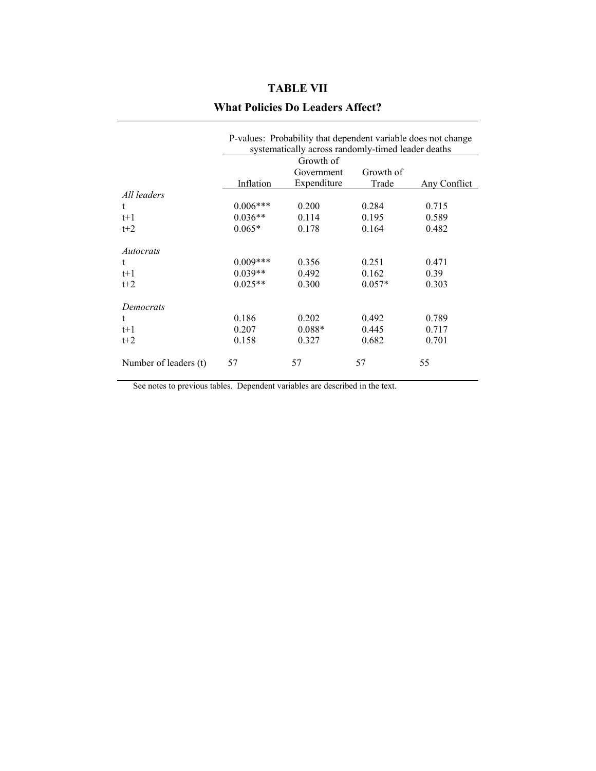# TABLE VII

## What Policies Do Leaders Affect?

| | P-values: Probability that dependent variable does not change systematically across randomly-timed leader deaths | | | |
|---|---|---|---|---|
| | Inflation | Growth of Government Expenditure | Growth of Trade | Any Conflict |
| *All leaders* | | | | |
| t | 0.006*** | 0.200 | 0.284 | 0.715 |
| t+1 | 0.036** | 0.114 | 0.195 | 0.589 |
| t+2 | 0.065* | 0.178 | 0.164 | 0.482 |
| *Autocrats* | | | | |
| t | 0.009*** | 0.356 | 0.251 | 0.471 |
| t+1 | 0.039** | 0.492 | 0.162 | 0.39 |
| t+2 | 0.025** | 0.300 | 0.057* | 0.303 |
| *Democrats* | | | | |
| t | 0.186 | 0.202 | 0.492 | 0.789 |
| t+1 | 0.207 | 0.088* | 0.445 | 0.717 |
| t+2 | 0.158 | 0.327 | 0.682 | 0.701 |
| Number of leaders (t) | 57 | 57 | 57 | 55 |

See notes to previous tables. Dependent variables are described in the text.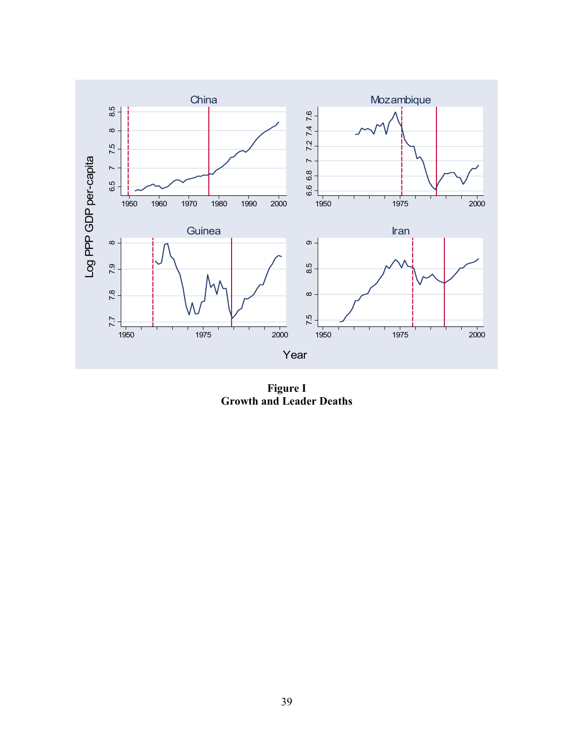China

Mozambique

Guinea

Iran

Log PPP GDP per-capita

Year

8.5
8
7.5
7
6.5

1950 1960 1970 1980 1990 2000

7.6
7.4
7.2
7
6.8
6.6

1950 1975 2000

8
7.9
7.8
7.7

1950 1975 2000

9
8.5
8
7.5

1950 1975 2000

**Figure I**
**Growth and Leader Deaths**